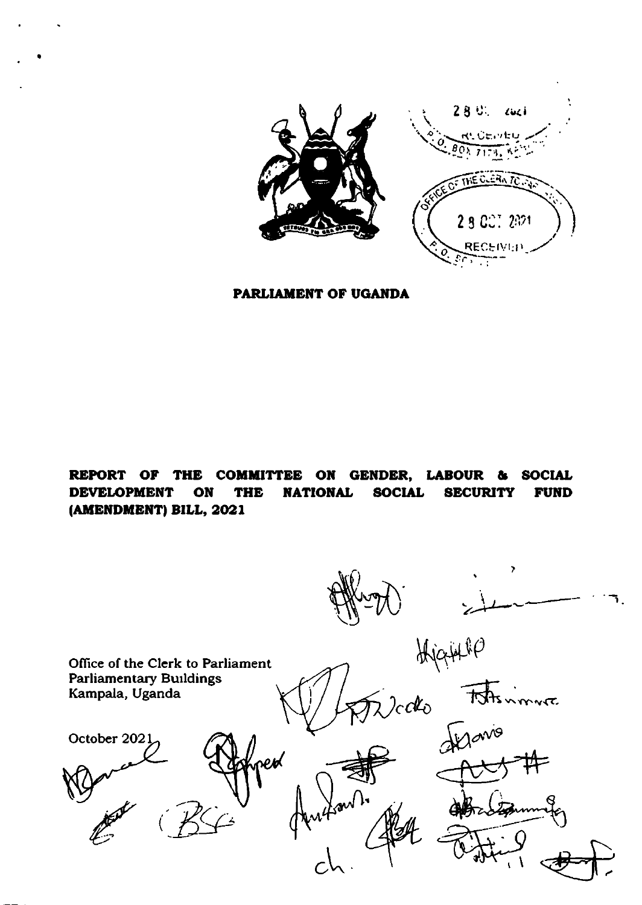**PARLIAMENT OF UGANDA**

# REPORT OF THE COMMITTEE ON GENDER, LABOUR & SOCIAL DEVELOPMENT ON THE NATIONAL SOCIAL SECURITY FUND (AMENDMENT) BILL, 2021

Office of the Clerk to Parliament
Parliamentary Buildings
Kampala, Uganda

October 2021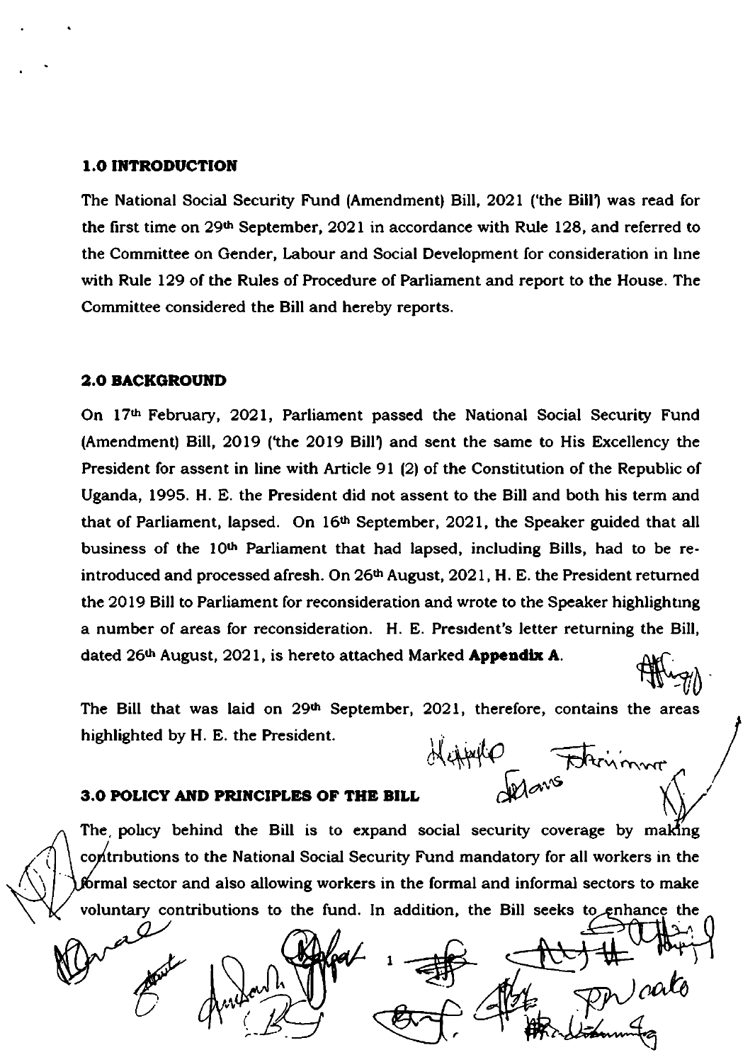## 1.0 INTRODUCTION

The National Social Security Fund (Amendment) Bill, 2021 ('the Bill') was read for the first time on 29th September, 2021 in accordance with Rule 128, and referred to the Committee on Gender, Labour and Social Development for consideration in line with Rule 129 of the Rules of Procedure of Parliament and report to the House. The Committee considered the Bill and hereby reports.

## 2.0 BACKGROUND

On 17th February, 2021, Parliament passed the National Social Security Fund (Amendment) Bill, 2019 ('the 2019 Bill') and sent the same to His Excellency the President for assent in line with Article 91 (2) of the Constitution of the Republic of Uganda, 1995. H. E. the President did not assent to the Bill and both his term and that of Parliament, lapsed. On 16th September, 2021, the Speaker guided that all business of the 10th Parliament that had lapsed, including Bills, had to be re-introduced and processed afresh. On 26th August, 2021, H. E. the President returned the 2019 Bill to Parliament for reconsideration and wrote to the Speaker highlighting a number of areas for reconsideration. H. E. President's letter returning the Bill, dated 26th August, 2021, is hereto attached Marked **Appendix A**.

The Bill that was laid on 29th September, 2021, therefore, contains the areas highlighted by H. E. the President.

## 3.0 POLICY AND PRINCIPLES OF THE BILL

The policy behind the Bill is to expand social security coverage by making contributions to the National Social Security Fund mandatory for all workers in the formal sector and also allowing workers in the formal and informal sectors to make voluntary contributions to the fund. In addition, the Bill seeks to enhance the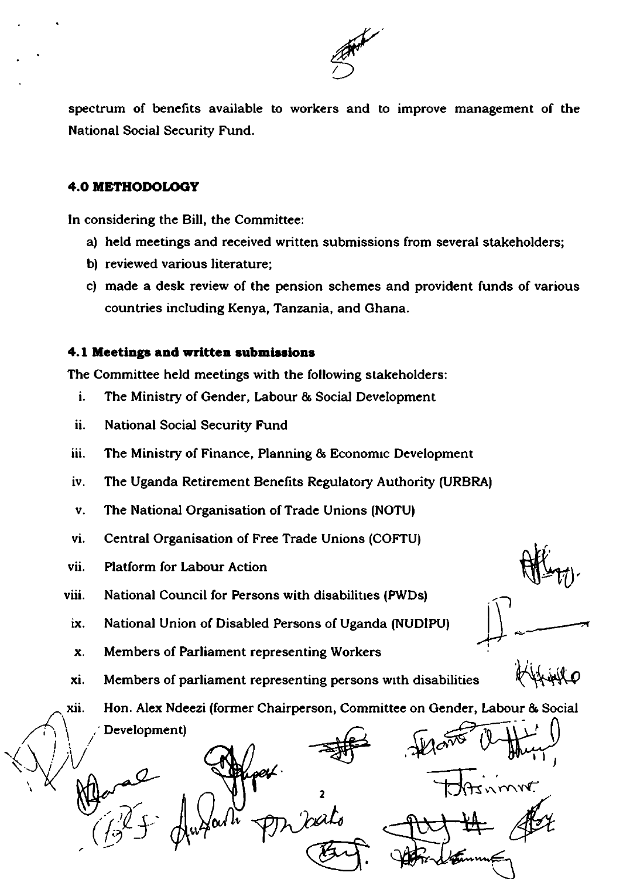spectrum of benefits available to workers and to improve management of the National Social Security Fund.

## 4.0 METHODOLOGY

In considering the Bill, the Committee:

a) held meetings and received written submissions from several stakeholders;
b) reviewed various literature;
c) made a desk review of the pension schemes and provident funds of various countries including Kenya, Tanzania, and Ghana.

### 4.1 Meetings and written submissions

The Committee held meetings with the following stakeholders:

i. The Ministry of Gender, Labour & Social Development
ii. National Social Security Fund
iii. The Ministry of Finance, Planning & Economic Development
iv. The Uganda Retirement Benefits Regulatory Authority (URBRA)
v. The National Organisation of Trade Unions (NOTU)
vi. Central Organisation of Free Trade Unions (COFTU)
vii. Platform for Labour Action
viii. National Council for Persons with disabilities (PWDs)
ix. National Union of Disabled Persons of Uganda (NUDIPU)
x. Members of Parliament representing Workers
xi. Members of parliament representing persons with disabilities
xii. Hon. Alex Ndeezi (former Chairperson, Committee on Gender, Labour & Social Development)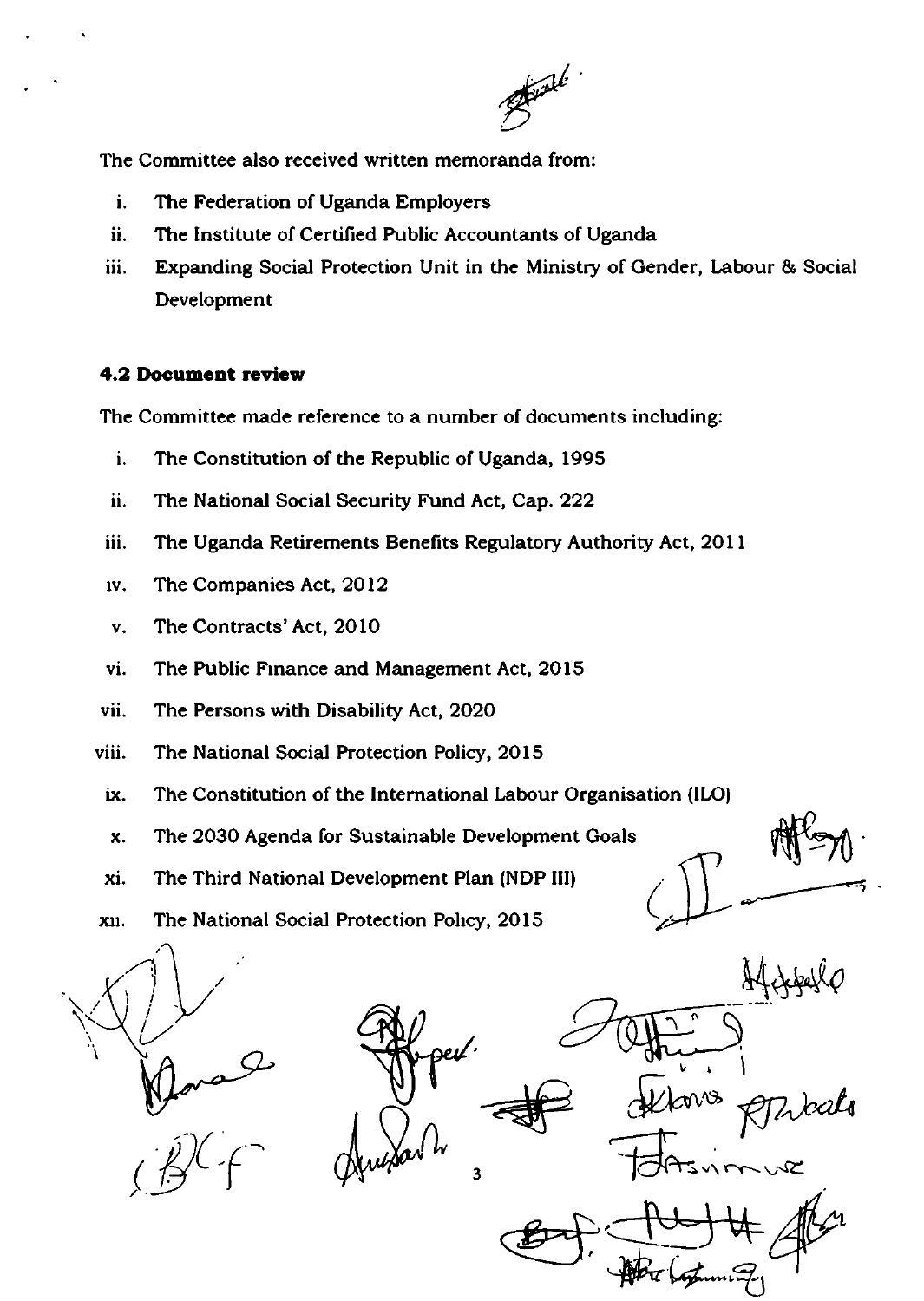The Committee also received written memoranda from:

i. The Federation of Uganda Employers
ii. The Institute of Certified Public Accountants of Uganda
iii. Expanding Social Protection Unit in the Ministry of Gender, Labour & Social Development

### 4.2 Document review

The Committee made reference to a number of documents including:

i. The Constitution of the Republic of Uganda, 1995
ii. The National Social Security Fund Act, Cap. 222
iii. The Uganda Retirements Benefits Regulatory Authority Act, 2011
iv. The Companies Act, 2012
v. The Contracts' Act, 2010
vi. The Public Finance and Management Act, 2015
vii. The Persons with Disability Act, 2020
viii. The National Social Protection Policy, 2015
ix. The Constitution of the International Labour Organisation (ILO)
x. The 2030 Agenda for Sustainable Development Goals
xi. The Third National Development Plan (NDP III)
xii. The National Social Protection Policy, 2015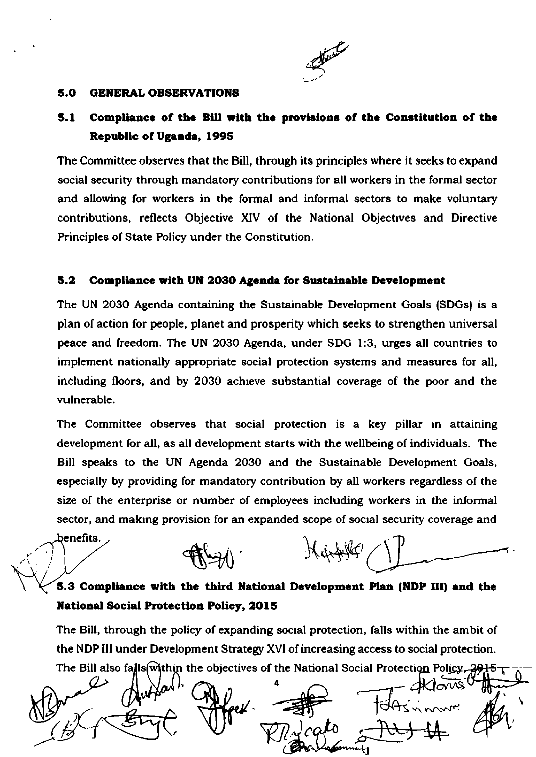## 5.0 GENERAL OBSERVATIONS

### 5.1 Compliance of the Bill with the provisions of the Constitution of the Republic of Uganda, 1995

The Committee observes that the Bill, through its principles where it seeks to expand social security through mandatory contributions for all workers in the formal sector and allowing for workers in the formal and informal sectors to make voluntary contributions, reflects Objective XIV of the National Objectives and Directive Principles of State Policy under the Constitution.

### 5.2 Compliance with UN 2030 Agenda for Sustainable Development

The UN 2030 Agenda containing the Sustainable Development Goals (SDGs) is a plan of action for people, planet and prosperity which seeks to strengthen universal peace and freedom. The UN 2030 Agenda, under SDG 1:3, urges all countries to implement nationally appropriate social protection systems and measures for all, including floors, and by 2030 achieve substantial coverage of the poor and the vulnerable.

The Committee observes that social protection is a key pillar in attaining development for all, as all development starts with the wellbeing of individuals. The Bill speaks to the UN Agenda 2030 and the Sustainable Development Goals, especially by providing for mandatory contribution by all workers regardless of the size of the enterprise or number of employees including workers in the informal sector, and making provision for an expanded scope of social security coverage and benefits.

### 5.3 Compliance with the third National Development Plan (NDP III) and the National Social Protection Policy, 2015

The Bill, through the policy of expanding social protection, falls within the ambit of the NDP III under Development Strategy XVI of increasing access to social protection. The Bill also falls within the objectives of the National Social Protection Policy, 2015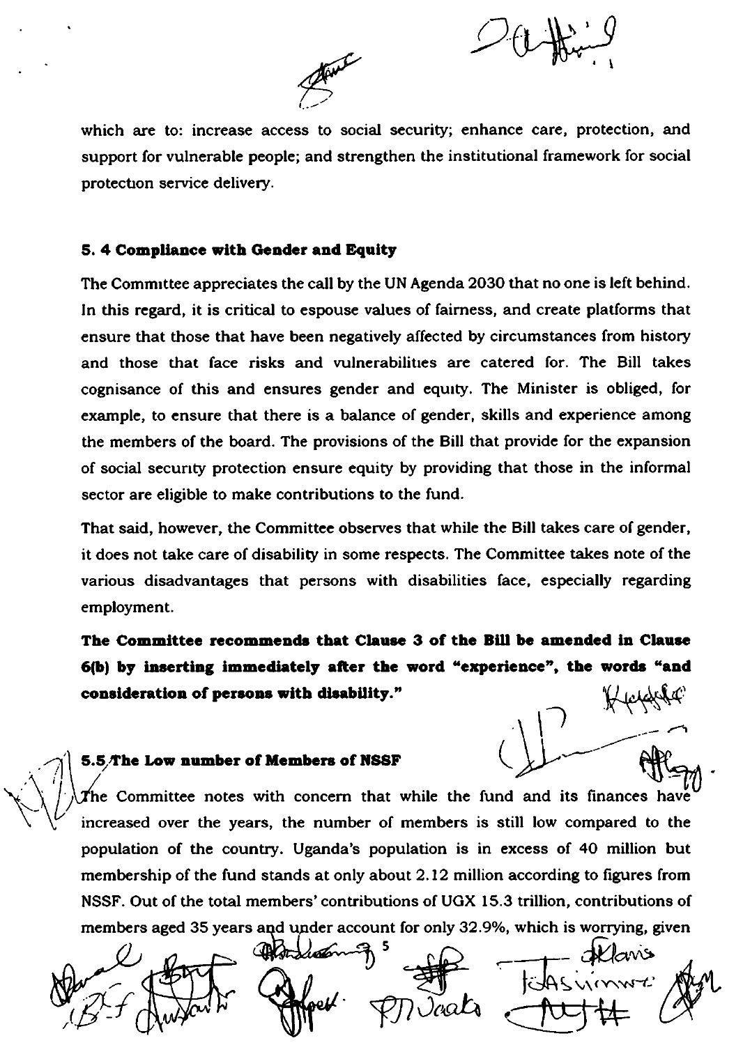which are to: increase access to social security; enhance care, protection, and support for vulnerable people; and strengthen the institutional framework for social protection service delivery.

### 5. 4 Compliance with Gender and Equity

The Committee appreciates the call by the UN Agenda 2030 that no one is left behind. In this regard, it is critical to espouse values of fairness, and create platforms that ensure that those that have been negatively affected by circumstances from history and those that face risks and vulnerabilities are catered for. The Bill takes cognisance of this and ensures gender and equity. The Minister is obliged, for example, to ensure that there is a balance of gender, skills and experience among the members of the board. The provisions of the Bill that provide for the expansion of social security protection ensure equity by providing that those in the informal sector are eligible to make contributions to the fund.

That said, however, the Committee observes that while the Bill takes care of gender, it does not take care of disability in some respects. The Committee takes note of the various disadvantages that persons with disabilities face, especially regarding employment.

**The Committee recommends that Clause 3 of the Bill be amended in Clause 6(b) by inserting immediately after the word "experience", the words "and consideration of persons with disability."**

### 5.5 The Low number of Members of NSSF

The Committee notes with concern that while the fund and its finances have increased over the years, the number of members is still low compared to the population of the country. Uganda's population is in excess of 40 million but membership of the fund stands at only about 2.12 million according to figures from NSSF. Out of the total members' contributions of UGX 15.3 trillion, contributions of members aged 35 years and under account for only 32.9%, which is worrying, given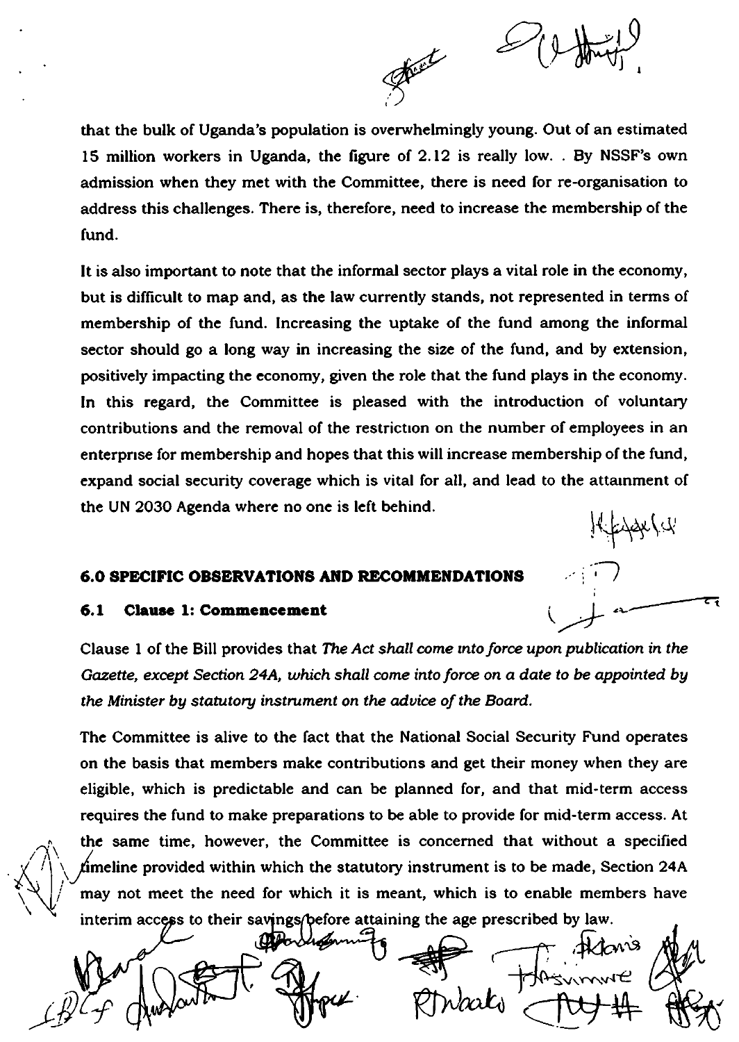that the bulk of Uganda's population is overwhelmingly young. Out of an estimated 15 million workers in Uganda, the figure of 2.12 is really low. . By NSSF's own admission when they met with the Committee, there is need for re-organisation to address this challenges. There is, therefore, need to increase the membership of the fund.

It is also important to note that the informal sector plays a vital role in the economy, but is difficult to map and, as the law currently stands, not represented in terms of membership of the fund. Increasing the uptake of the fund among the informal sector should go a long way in increasing the size of the fund, and by extension, positively impacting the economy, given the role that the fund plays in the economy. In this regard, the Committee is pleased with the introduction of voluntary contributions and the removal of the restriction on the number of employees in an enterprise for membership and hopes that this will increase membership of the fund, expand social security coverage which is vital for all, and lead to the attainment of the UN 2030 Agenda where no one is left behind.

## 6.0 SPECIFIC OBSERVATIONS AND RECOMMENDATIONS

### 6.1 Clause 1: Commencement

Clause 1 of the Bill provides that *The Act shall come into force upon publication in the Gazette, except Section 24A, which shall come into force on a date to be appointed by the Minister by statutory instrument on the advice of the Board.*

The Committee is alive to the fact that the National Social Security Fund operates on the basis that members make contributions and get their money when they are eligible, which is predictable and can be planned for, and that mid-term access requires the fund to make preparations to be able to provide for mid-term access. At the same time, however, the Committee is concerned that without a specified timeline provided within which the statutory instrument is to be made, Section 24A may not meet the need for which it is meant, which is to enable members have interim access to their savings before attaining the age prescribed by law.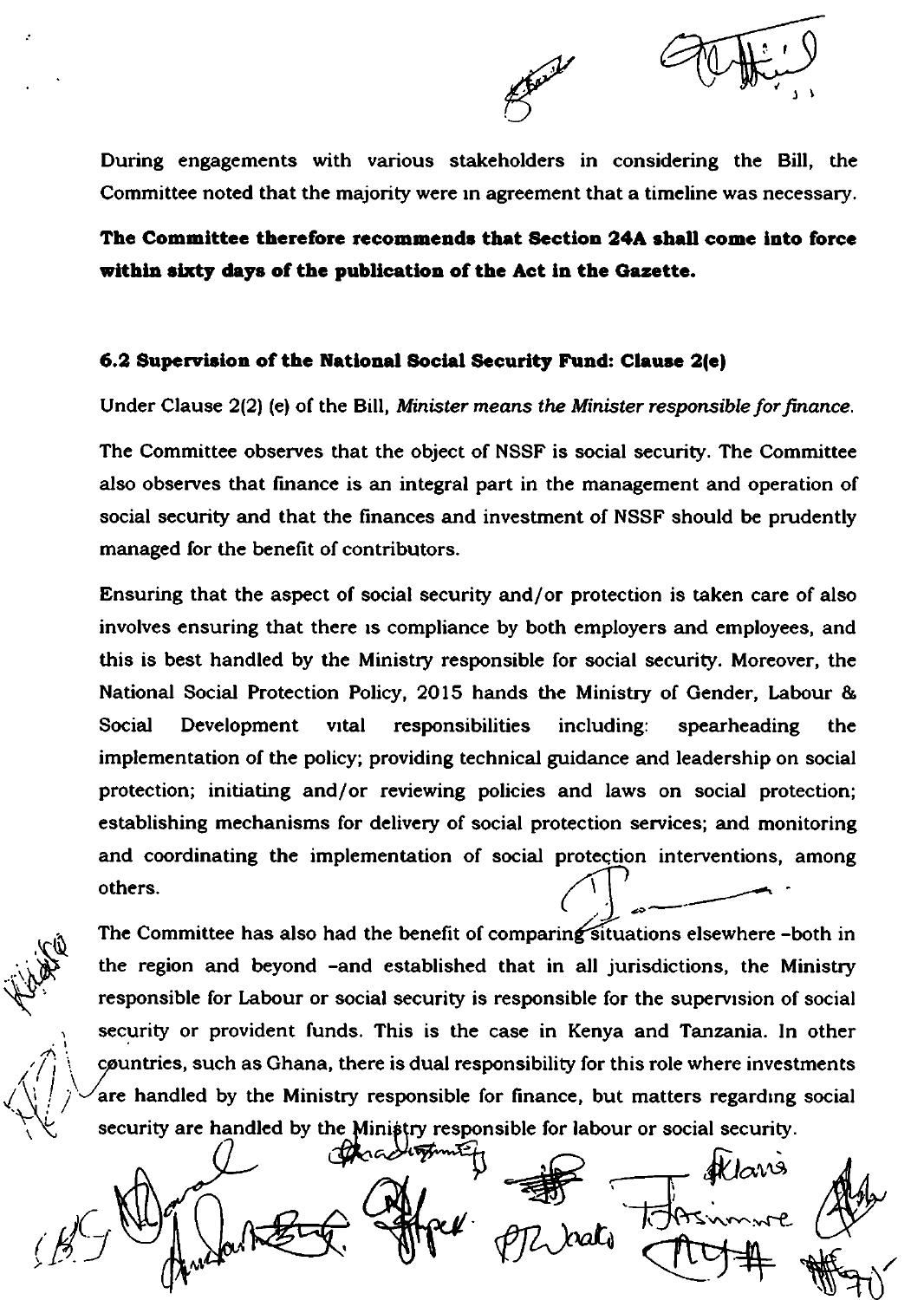During engagements with various stakeholders in considering the Bill, the Committee noted that the majority were in agreement that a timeline was necessary.

**The Committee therefore recommends that Section 24A shall come into force within sixty days of the publication of the Act in the Gazette.**

### 6.2 Supervision of the National Social Security Fund: Clause 2(e)

Under Clause 2(2) (e) of the Bill, *Minister means the Minister responsible for finance.*

The Committee observes that the object of NSSF is social security. The Committee also observes that finance is an integral part in the management and operation of social security and that the finances and investment of NSSF should be prudently managed for the benefit of contributors.

Ensuring that the aspect of social security and/or protection is taken care of also involves ensuring that there is compliance by both employers and employees, and this is best handled by the Ministry responsible for social security. Moreover, the National Social Protection Policy, 2015 hands the Ministry of Gender, Labour & Social Development vital responsibilities including: spearheading the implementation of the policy; providing technical guidance and leadership on social protection; initiating and/or reviewing policies and laws on social protection; establishing mechanisms for delivery of social protection services; and monitoring and coordinating the implementation of social protection interventions, among others.

The Committee has also had the benefit of comparing situations elsewhere -both in the region and beyond -and established that in all jurisdictions, the Ministry responsible for Labour or social security is responsible for the supervision of social security or provident funds. This is the case in Kenya and Tanzania. In other countries, such as Ghana, there is dual responsibility for this role where investments are handled by the Ministry responsible for finance, but matters regarding social security are handled by the Ministry responsible for labour or social security.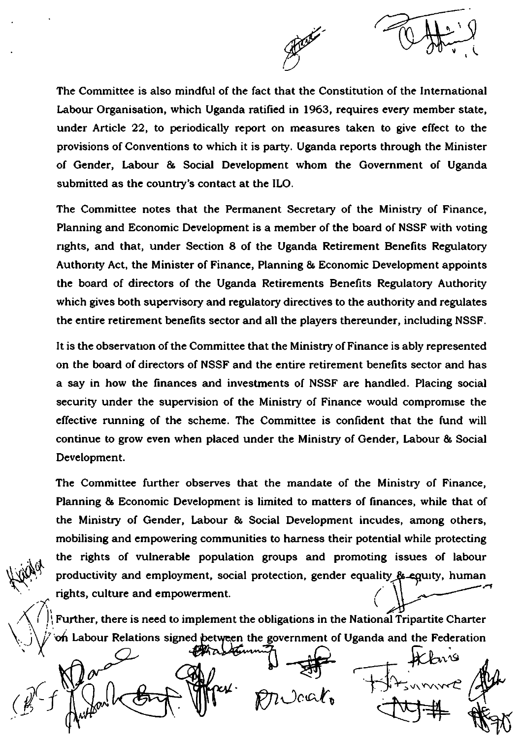The Committee is also mindful of the fact that the Constitution of the International Labour Organisation, which Uganda ratified in 1963, requires every member state, under Article 22, to periodically report on measures taken to give effect to the provisions of Conventions to which it is party. Uganda reports through the Minister of Gender, Labour & Social Development whom the Government of Uganda submitted as the country's contact at the ILO.

The Committee notes that the Permanent Secretary of the Ministry of Finance, Planning and Economic Development is a member of the board of NSSF with voting rights, and that, under Section 8 of the Uganda Retirement Benefits Regulatory Authority Act, the Minister of Finance, Planning & Economic Development appoints the board of directors of the Uganda Retirements Benefits Regulatory Authority which gives both supervisory and regulatory directives to the authority and regulates the entire retirement benefits sector and all the players thereunder, including NSSF.

It is the observation of the Committee that the Ministry of Finance is ably represented on the board of directors of NSSF and the entire retirement benefits sector and has a say in how the finances and investments of NSSF are handled. Placing social security under the supervision of the Ministry of Finance would compromise the effective running of the scheme. The Committee is confident that the fund will continue to grow even when placed under the Ministry of Gender, Labour & Social Development.

The Committee further observes that the mandate of the Ministry of Finance, Planning & Economic Development is limited to matters of finances, while that of the Ministry of Gender, Labour & Social Development incudes, among others, mobilising and empowering communities to harness their potential while protecting the rights of vulnerable population groups and promoting issues of labour productivity and employment, social protection, gender equality & equity, human rights, culture and empowerment.

Further, there is need to implement the obligations in the National Tripartite Charter on Labour Relations signed between the government of Uganda and the Federation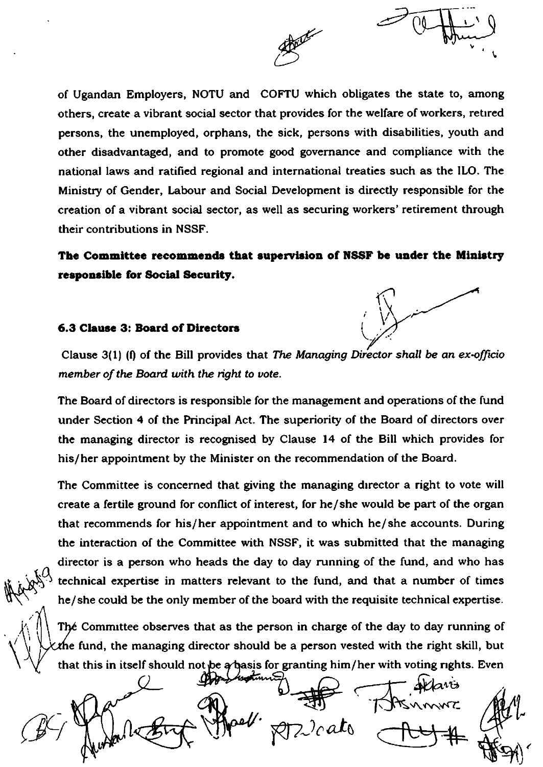of Ugandan Employers, NOTU and COFTU which obligates the state to, among others, create a vibrant social sector that provides for the welfare of workers, retired persons, the unemployed, orphans, the sick, persons with disabilities, youth and other disadvantaged, and to promote good governance and compliance with the national laws and ratified regional and international treaties such as the ILO. The Ministry of Gender, Labour and Social Development is directly responsible for the creation of a vibrant social sector, as well as securing workers' retirement through their contributions in NSSF.

**The Committee recommends that supervision of NSSF be under the Ministry responsible for Social Security.**

### 6.3 Clause 3: Board of Directors

Clause 3(1) (f) of the Bill provides that *The Managing Director shall be an ex-officio member of the Board with the right to vote.*

The Board of directors is responsible for the management and operations of the fund under Section 4 of the Principal Act. The superiority of the Board of directors over the managing director is recognised by Clause 14 of the Bill which provides for his/her appointment by the Minister on the recommendation of the Board.

The Committee is concerned that giving the managing director a right to vote will create a fertile ground for conflict of interest, for he/she would be part of the organ that recommends for his/her appointment and to which he/she accounts. During the interaction of the Committee with NSSF, it was submitted that the managing director is a person who heads the day to day running of the fund, and who has technical expertise in matters relevant to the fund, and that a number of times he/she could be the only member of the board with the requisite technical expertise.

The Committee observes that as the person in charge of the day to day running of the fund, the managing director should be a person vested with the right skill, but that this in itself should not be a basis for granting him/her with voting rights. Even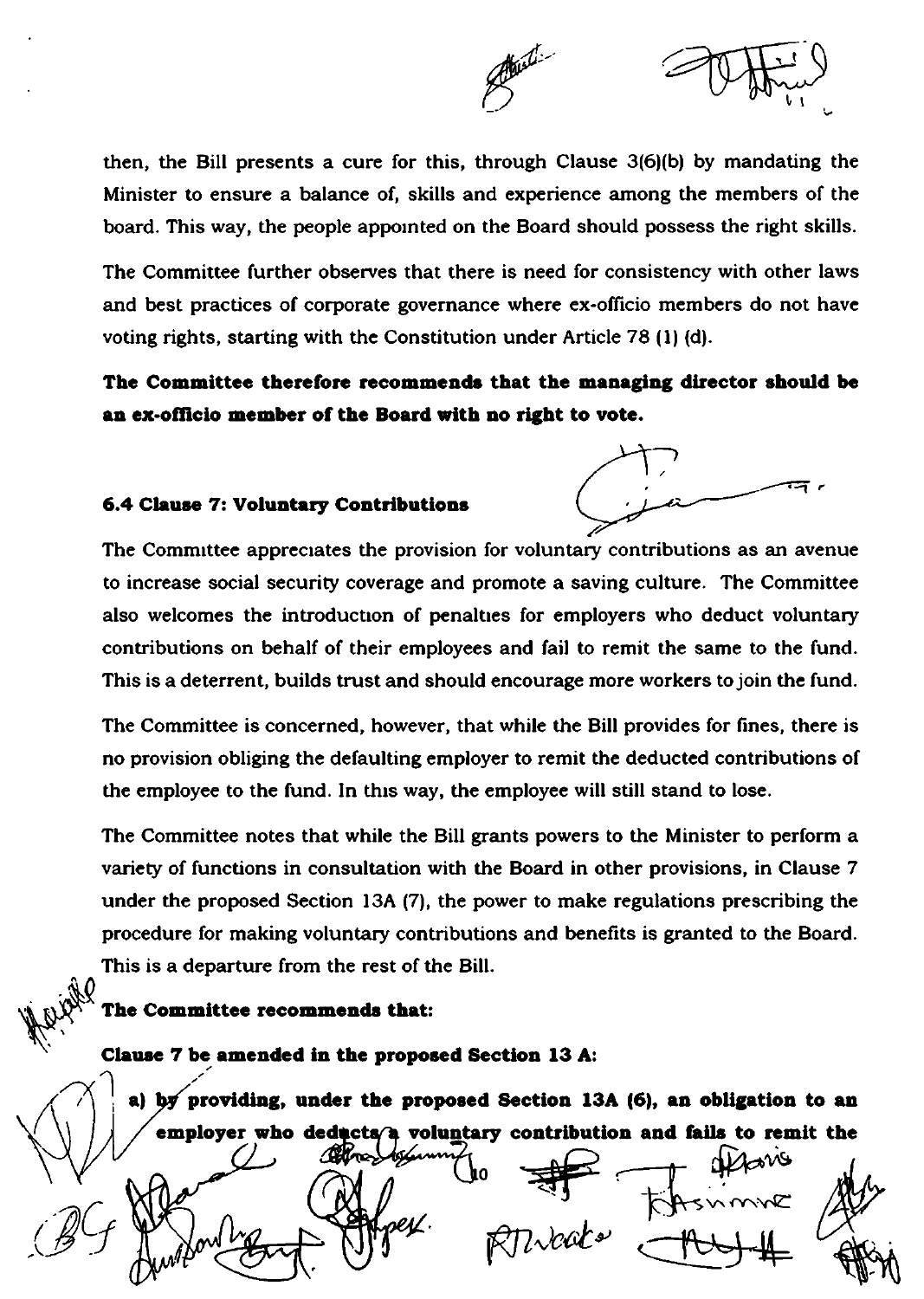then, the Bill presents a cure for this, through Clause 3(6)(b) by mandating the Minister to ensure a balance of, skills and experience among the members of the board. This way, the people appointed on the Board should possess the right skills.

The Committee further observes that there is need for consistency with other laws and best practices of corporate governance where ex-officio members do not have voting rights, starting with the Constitution under Article 78 (1) (d).

**The Committee therefore recommends that the managing director should be an ex-officio member of the Board with no right to vote.**

#### 6.4 Clause 7: Voluntary Contributions

The Committee appreciates the provision for voluntary contributions as an avenue to increase social security coverage and promote a saving culture. The Committee also welcomes the introduction of penalties for employers who deduct voluntary contributions on behalf of their employees and fail to remit the same to the fund. This is a deterrent, builds trust and should encourage more workers to join the fund.

The Committee is concerned, however, that while the Bill provides for fines, there is no provision obliging the defaulting employer to remit the deducted contributions of the employee to the fund. In this way, the employee will still stand to lose.

The Committee notes that while the Bill grants powers to the Minister to perform a variety of functions in consultation with the Board in other provisions, in Clause 7 under the proposed Section 13A (7), the power to make regulations prescribing the procedure for making voluntary contributions and benefits is granted to the Board. This is a departure from the rest of the Bill.

**The Committee recommends that:**

**Clause 7 be amended in the proposed Section 13 A:**

a) **by providing, under the proposed Section 13A (6), an obligation to an employer who deducts a voluntary contribution and fails to remit the**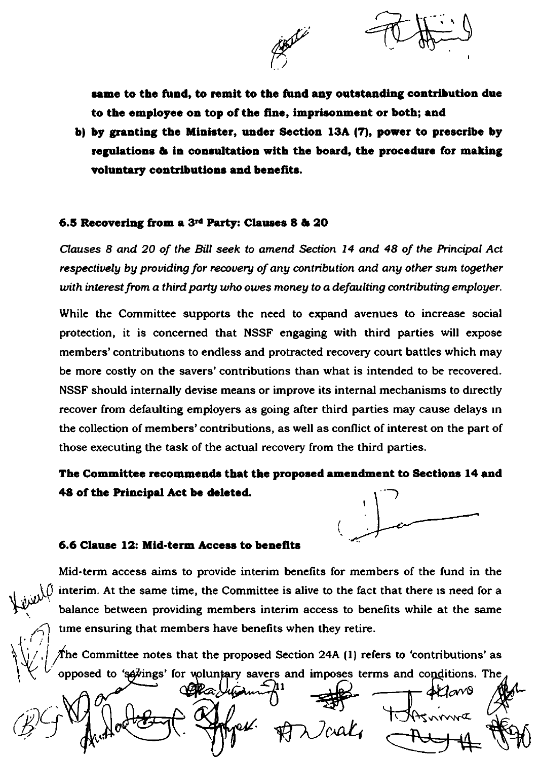**same to the fund, to remit to the fund any outstanding contribution due to the employee on top of the fine, imprisonment or both; and**

b) **by granting the Minister, under Section 13A (7), power to prescribe by regulations & in consultation with the board, the procedure for making voluntary contributions and benefits.**

### 6.5 Recovering from a 3rd Party: Clauses 8 & 20

*Clauses 8 and 20 of the Bill seek to amend Section 14 and 48 of the Principal Act respectively by providing for recovery of any contribution and any other sum together with interest from a third party who owes money to a defaulting contributing employer.*

While the Committee supports the need to expand avenues to increase social protection, it is concerned that NSSF engaging with third parties will expose members' contributions to endless and protracted recovery court battles which may be more costly on the savers' contributions than what is intended to be recovered. NSSF should internally devise means or improve its internal mechanisms to directly recover from defaulting employers as going after third parties may cause delays in the collection of members' contributions, as well as conflict of interest on the part of those executing the task of the actual recovery from the third parties.

**The Committee recommends that the proposed amendment to Sections 14 and 48 of the Principal Act be deleted.**

### 6.6 Clause 12: Mid-term Access to benefits

Mid-term access aims to provide interim benefits for members of the fund in the interim. At the same time, the Committee is alive to the fact that there is need for a balance between providing members interim access to benefits while at the same time ensuring that members have benefits when they retire.

The Committee notes that the proposed Section 24A (1) refers to 'contributions' as opposed to 'savings' for voluntary savers and imposes terms and conditions. The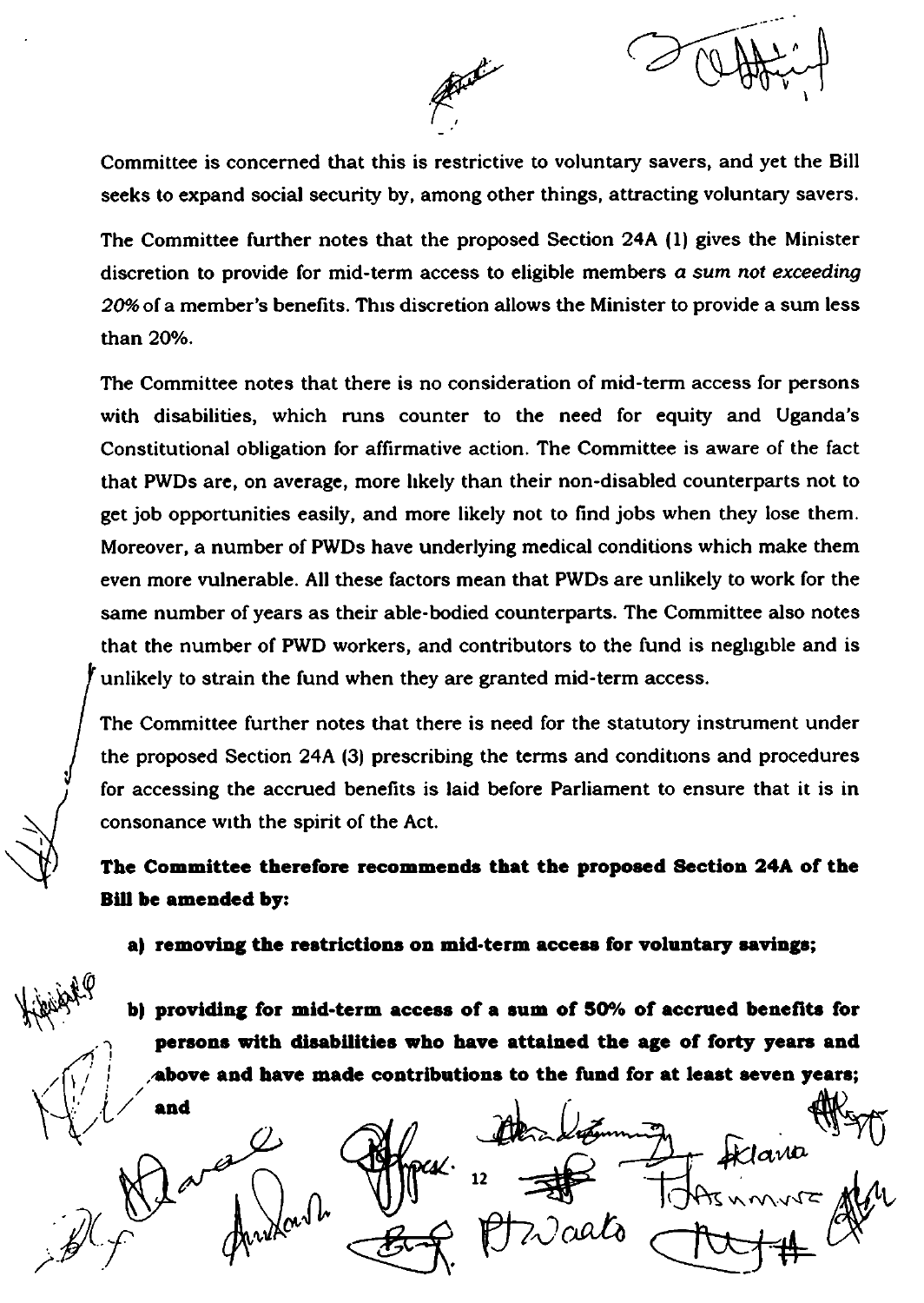Committee is concerned that this is restrictive to voluntary savers, and yet the Bill seeks to expand social security by, among other things, attracting voluntary savers.

The Committee further notes that the proposed Section 24A (1) gives the Minister discretion to provide for mid-term access to eligible members *a sum not exceeding 20%* of a member's benefits. This discretion allows the Minister to provide a sum less than 20%.

The Committee notes that there is no consideration of mid-term access for persons with disabilities, which runs counter to the need for equity and Uganda's Constitutional obligation for affirmative action. The Committee is aware of the fact that PWDs are, on average, more likely than their non-disabled counterparts not to get job opportunities easily, and more likely not to find jobs when they lose them. Moreover, a number of PWDs have underlying medical conditions which make them even more vulnerable. All these factors mean that PWDs are unlikely to work for the same number of years as their able-bodied counterparts. The Committee also notes that the number of PWD workers, and contributors to the fund is negligible and is unlikely to strain the fund when they are granted mid-term access.

The Committee further notes that there is need for the statutory instrument under the proposed Section 24A (3) prescribing the terms and conditions and procedures for accessing the accrued benefits is laid before Parliament to ensure that it is in consonance with the spirit of the Act.

**The Committee therefore recommends that the proposed Section 24A of the Bill be amended by:**

**a) removing the restrictions on mid-term access for voluntary savings;**

**b) providing for mid-term access of a sum of 50% of accrued benefits for persons with disabilities who have attained the age of forty years and above and have made contributions to the fund for at least seven years; and**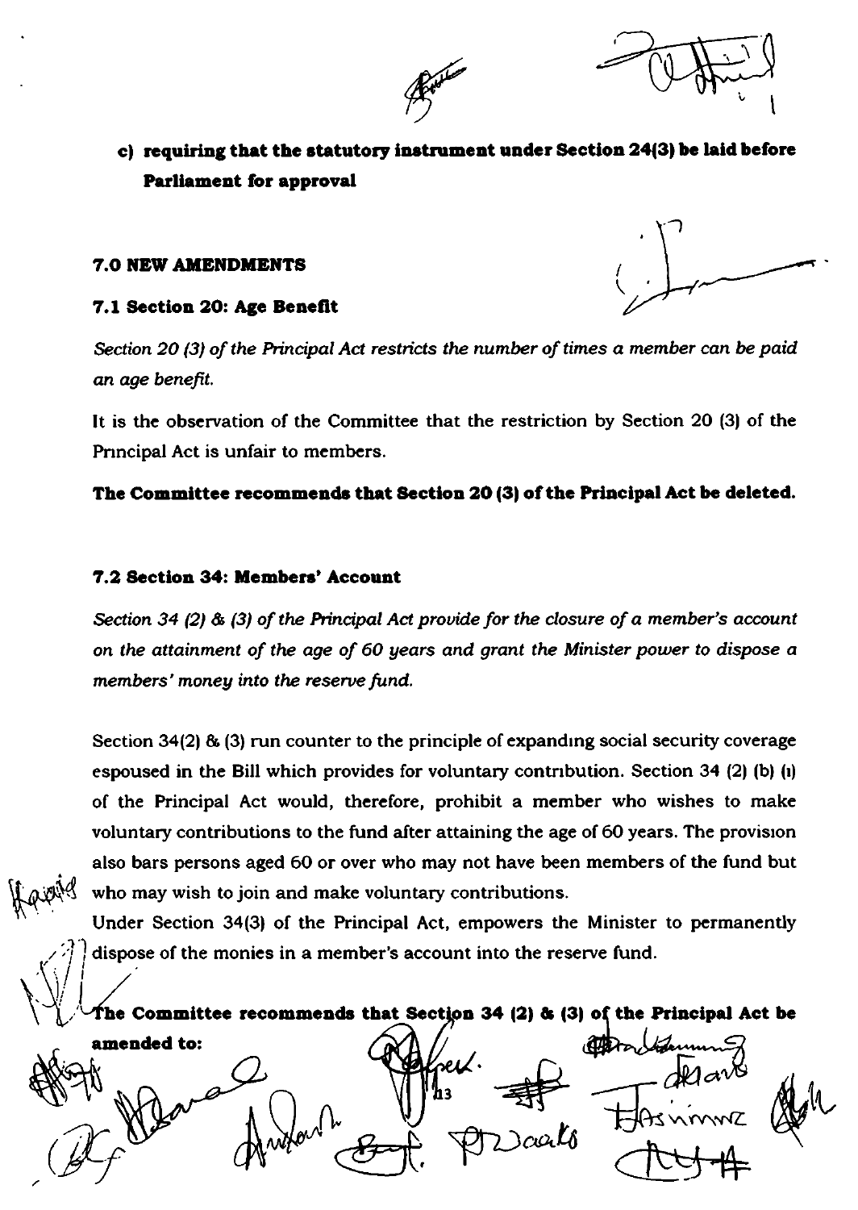c) **requiring that the statutory instrument under Section 24(3) be laid before Parliament for approval**

### 7.0 NEW AMENDMENTS

#### 7.1 Section 20: Age Benefit

*Section 20 (3) of the Principal Act restricts the number of times a member can be paid an age benefit.*

It is the observation of the Committee that the restriction by Section 20 (3) of the Principal Act is unfair to members.

**The Committee recommends that Section 20 (3) of the Principal Act be deleted.**

#### 7.2 Section 34: Members' Account

*Section 34 (2) & (3) of the Principal Act provide for the closure of a member's account on the attainment of the age of 60 years and grant the Minister power to dispose a members' money into the reserve fund.*

Section 34(2) & (3) run counter to the principle of expanding social security coverage espoused in the Bill which provides for voluntary contribution. Section 34 (2) (b) (i) of the Principal Act would, therefore, prohibit a member who wishes to make voluntary contributions to the fund after attaining the age of 60 years. The provision also bars persons aged 60 or over who may not have been members of the fund but who may wish to join and make voluntary contributions.

Under Section 34(3) of the Principal Act, empowers the Minister to permanently dispose of the monies in a member's account into the reserve fund.

**The Committee recommends that Section 34 (2) & (3) of the Principal Act be amended to:**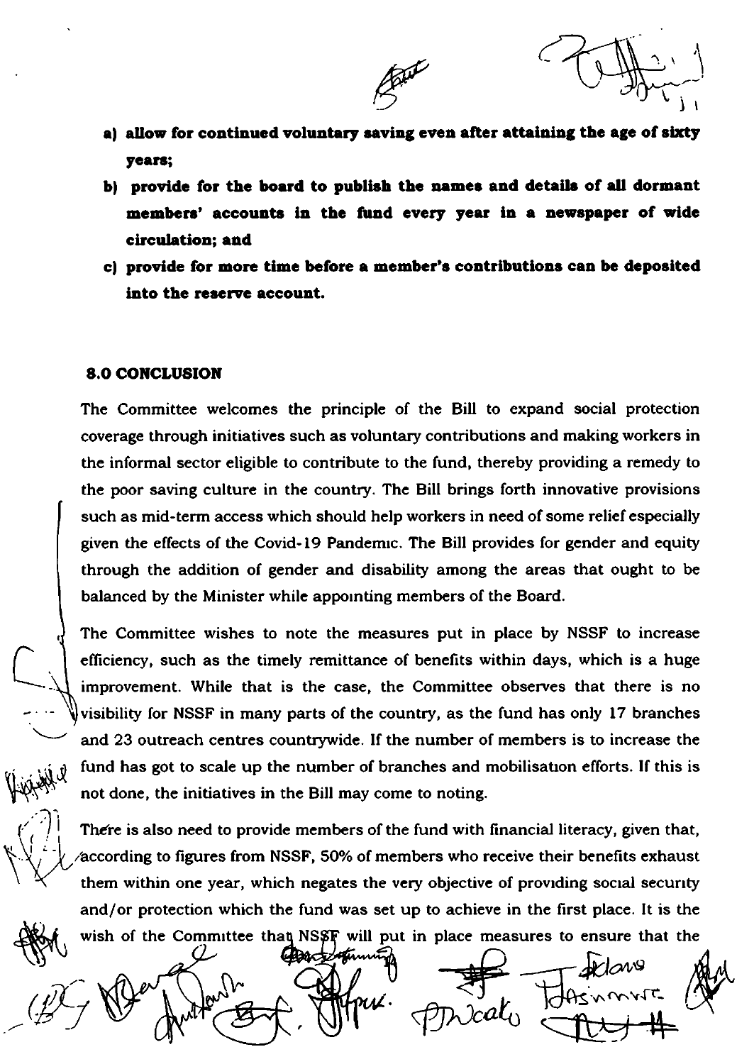**a) allow for continued voluntary saving even after attaining the age of sixty years;**

**b) provide for the board to publish the names and details of all dormant members' accounts in the fund every year in a newspaper of wide circulation; and**

**c) provide for more time before a member's contributions can be deposited into the reserve account.**

## 8.0 CONCLUSION

The Committee welcomes the principle of the Bill to expand social protection coverage through initiatives such as voluntary contributions and making workers in the informal sector eligible to contribute to the fund, thereby providing a remedy to the poor saving culture in the country. The Bill brings forth innovative provisions such as mid-term access which should help workers in need of some relief especially given the effects of the Covid-19 Pandemic. The Bill provides for gender and equity through the addition of gender and disability among the areas that ought to be balanced by the Minister while appointing members of the Board.

The Committee wishes to note the measures put in place by NSSF to increase efficiency, such as the timely remittance of benefits within days, which is a huge improvement. While that is the case, the Committee observes that there is no visibility for NSSF in many parts of the country, as the fund has only 17 branches and 23 outreach centres countrywide. If the number of members is to increase the fund has got to scale up the number of branches and mobilisation efforts. If this is not done, the initiatives in the Bill may come to noting.

There is also need to provide members of the fund with financial literacy, given that, according to figures from NSSF, 50% of members who receive their benefits exhaust them within one year, which negates the very objective of providing social security and/or protection which the fund was set up to achieve in the first place. It is the wish of the Committee that NSSF will put in place measures to ensure that the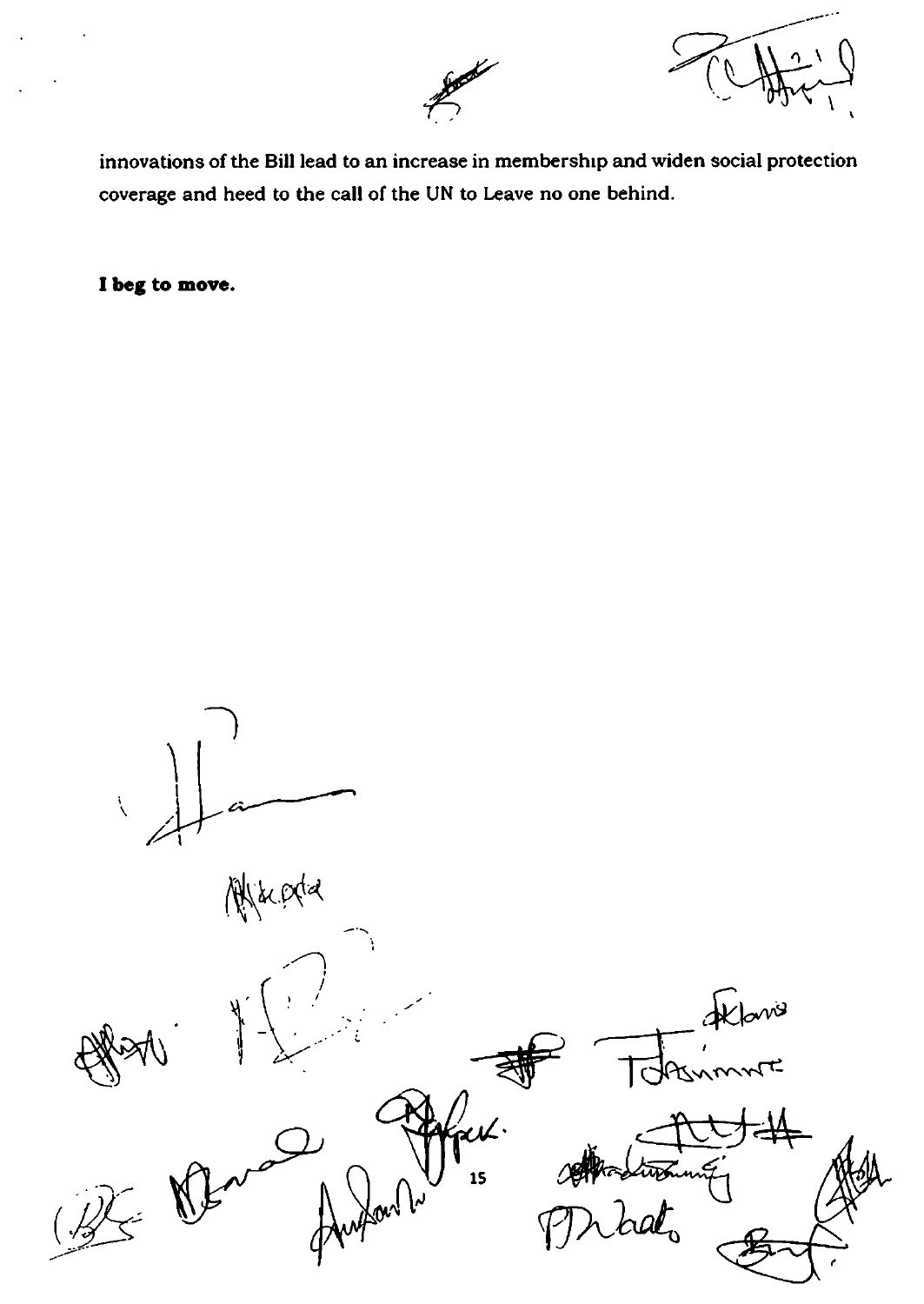innovations of the Bill lead to an increase in membership and widen social protection coverage and heed to the call of the UN to Leave no one behind.

**I beg to move.**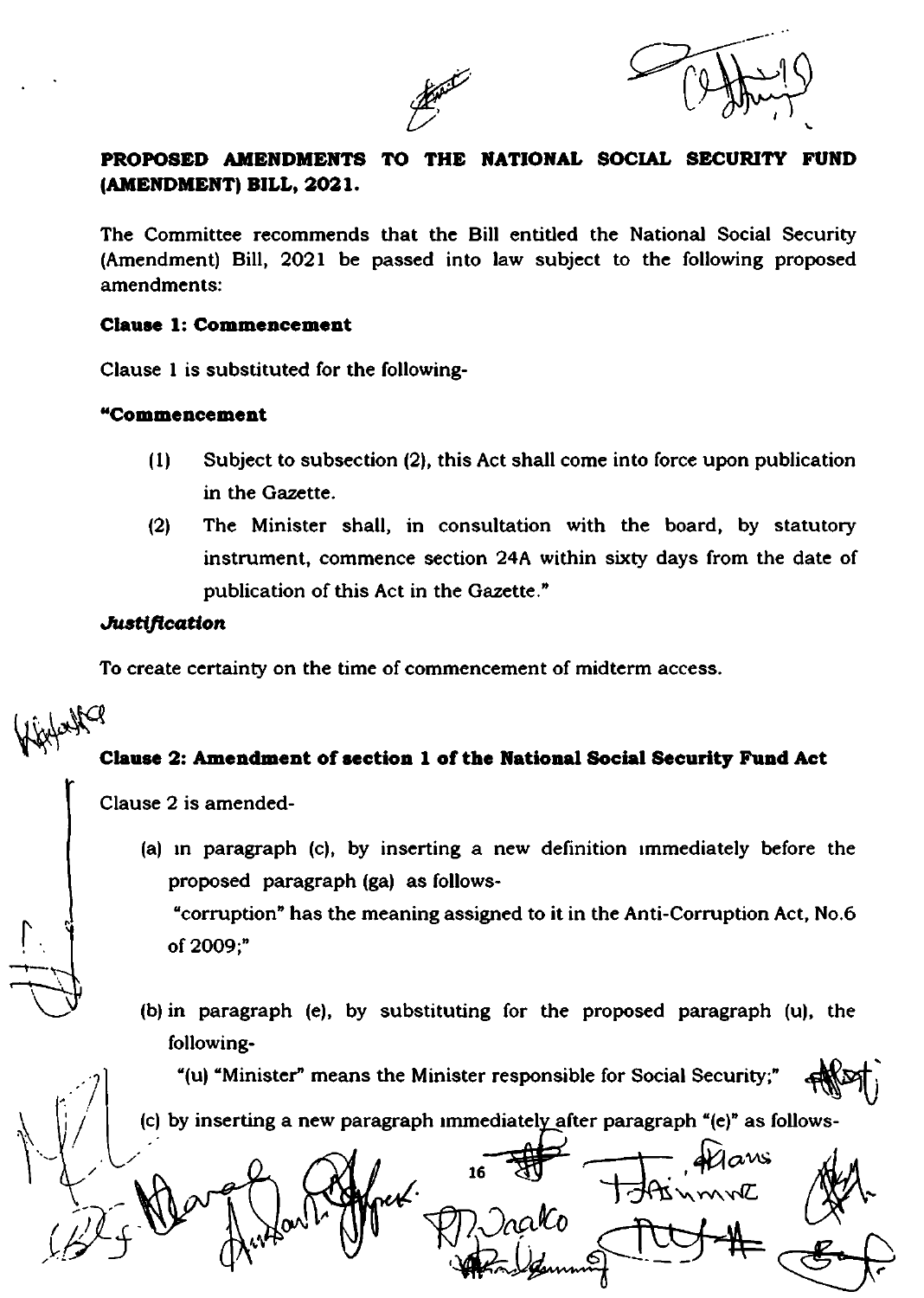**PROPOSED AMENDMENTS TO THE NATIONAL SOCIAL SECURITY FUND (AMENDMENT) BILL, 2021.**

The Committee recommends that the Bill entitled the National Social Security (Amendment) Bill, 2021 be passed into law subject to the following proposed amendments:

**Clause 1: Commencement**

Clause 1 is substituted for the following-

**"Commencement**

(1) Subject to subsection (2), this Act shall come into force upon publication in the Gazette.

(2) The Minister shall, in consultation with the board, by statutory instrument, commence section 24A within sixty days from the date of publication of this Act in the Gazette."

***Justification***

To create certainty on the time of commencement of midterm access.

**Clause 2: Amendment of section 1 of the National Social Security Fund Act**

Clause 2 is amended-

(a) in paragraph (c), by inserting a new definition immediately before the proposed paragraph (ga) as follows-

"corruption" has the meaning assigned to it in the Anti-Corruption Act, No.6 of 2009;"

(b) in paragraph (e), by substituting for the proposed paragraph (u), the following-

"(u) "Minister" means the Minister responsible for Social Security;"

(c) by inserting a new paragraph immediately after paragraph "(e)" as follows-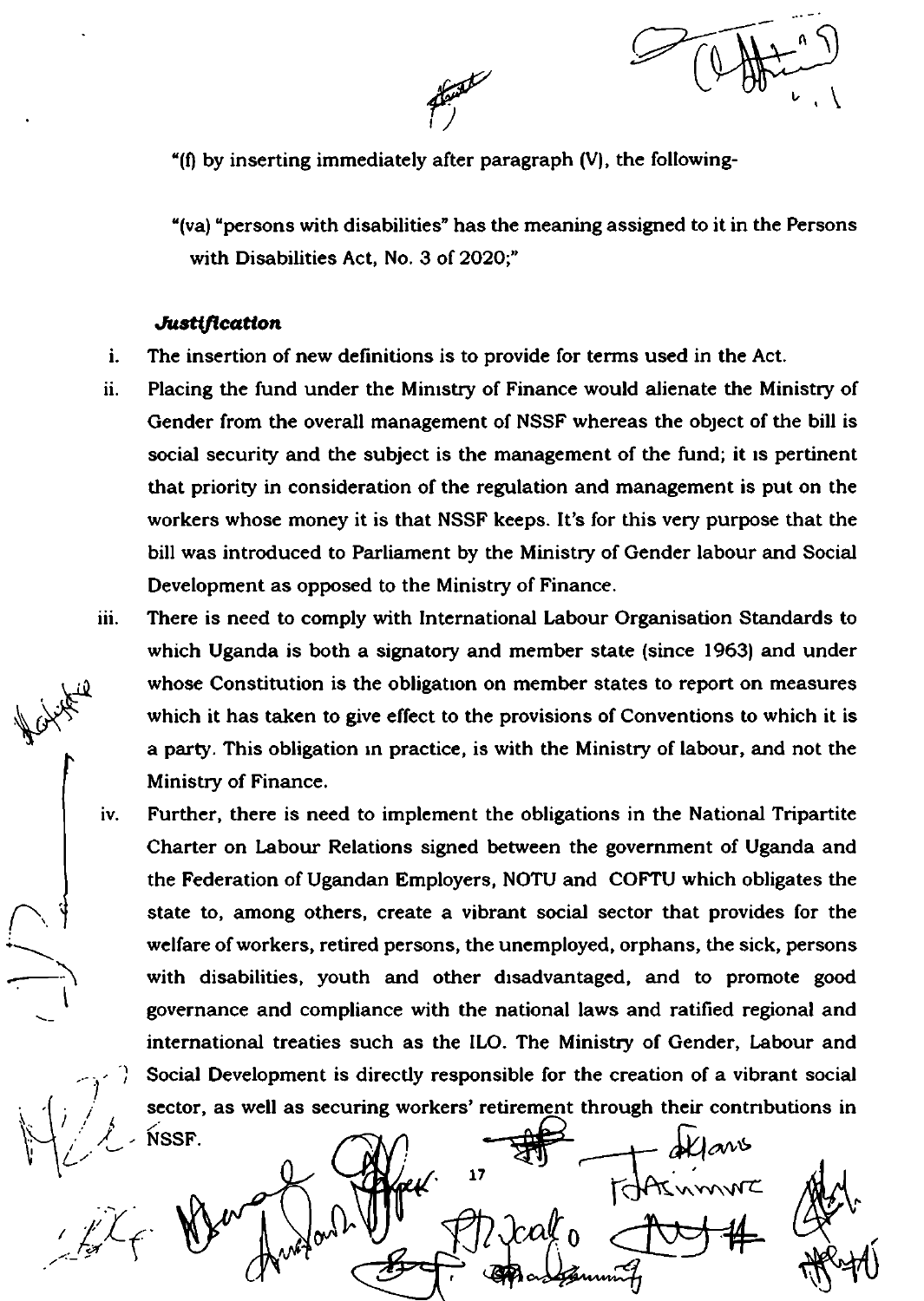"(f) by inserting immediately after paragraph (V), the following-

"(va) "persons with disabilities" has the meaning assigned to it in the Persons with Disabilities Act, No. 3 of 2020;"

***Justification***

i. The insertion of new definitions is to provide for terms used in the Act.

ii. Placing the fund under the Ministry of Finance would alienate the Ministry of Gender from the overall management of NSSF whereas the object of the bill is social security and the subject is the management of the fund; it is pertinent that priority in consideration of the regulation and management is put on the workers whose money it is that NSSF keeps. It's for this very purpose that the bill was introduced to Parliament by the Ministry of Gender labour and Social Development as opposed to the Ministry of Finance.

iii. There is need to comply with International Labour Organisation Standards to which Uganda is both a signatory and member state (since 1963) and under whose Constitution is the obligation on member states to report on measures which it has taken to give effect to the provisions of Conventions to which it is a party. This obligation in practice, is with the Ministry of labour, and not the Ministry of Finance.

iv. Further, there is need to implement the obligations in the National Tripartite Charter on Labour Relations signed between the government of Uganda and the Federation of Ugandan Employers, NOTU and COFTU which obligates the state to, among others, create a vibrant social sector that provides for the welfare of workers, retired persons, the unemployed, orphans, the sick, persons with disabilities, youth and other disadvantaged, and to promote good governance and compliance with the national laws and ratified regional and international treaties such as the ILO. The Ministry of Gender, Labour and Social Development is directly responsible for the creation of a vibrant social sector, as well as securing workers' retirement through their contributions in NSSF.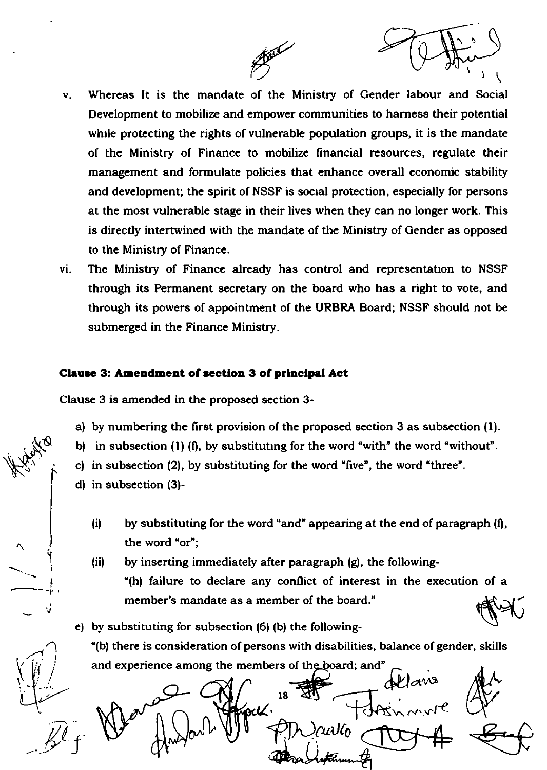v. Whereas It is the mandate of the Ministry of Gender labour and Social Development to mobilize and empower communities to harness their potential while protecting the rights of vulnerable population groups, it is the mandate of the Ministry of Finance to mobilize financial resources, regulate their management and formulate policies that enhance overall economic stability and development; the spirit of NSSF is social protection, especially for persons at the most vulnerable stage in their lives when they can no longer work. This is directly intertwined with the mandate of the Ministry of Gender as opposed to the Ministry of Finance.

vi. The Ministry of Finance already has control and representation to NSSF through its Permanent secretary on the board who has a right to vote, and through its powers of appointment of the URBRA Board; NSSF should not be submerged in the Finance Ministry.

**Clause 3: Amendment of section 3 of principal Act**

Clause 3 is amended in the proposed section 3-

a) by numbering the first provision of the proposed section 3 as subsection (1).

b) in subsection (1) (f), by substituting for the word "with" the word "without".

c) in subsection (2), by substituting for the word "five", the word "three".

d) in subsection (3)-

   (i) by substituting for the word "and" appearing at the end of paragraph (f), the word "or";

   (ii) by inserting immediately after paragraph (g), the following-

   "(h) failure to declare any conflict of interest in the execution of a member's mandate as a member of the board."

e) by substituting for subsection (6) (b) the following-

"(b) there is consideration of persons with disabilities, balance of gender, skills and experience among the members of the board; and"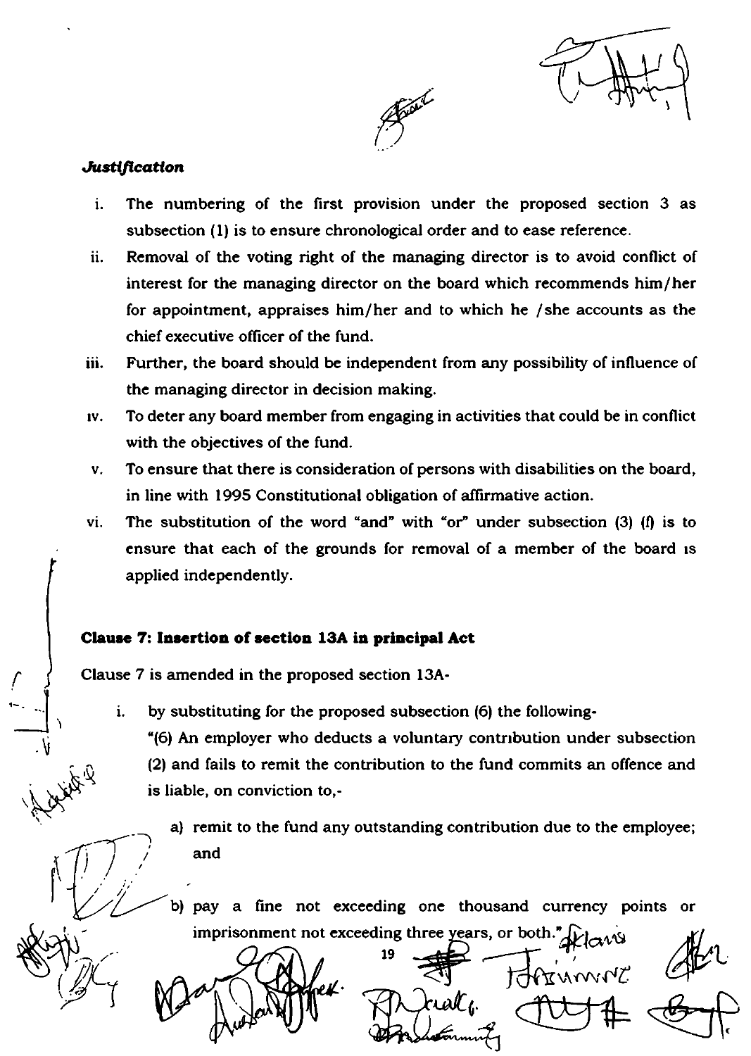***Justification***

i. The numbering of the first provision under the proposed section 3 as subsection (1) is to ensure chronological order and to ease reference.
ii. Removal of the voting right of the managing director is to avoid conflict of interest for the managing director on the board which recommends him/her for appointment, appraises him/her and to which he /she accounts as the chief executive officer of the fund.
iii. Further, the board should be independent from any possibility of influence of the managing director in decision making.
iv. To deter any board member from engaging in activities that could be in conflict with the objectives of the fund.
v. To ensure that there is consideration of persons with disabilities on the board, in line with 1995 Constitutional obligation of affirmative action.
vi. The substitution of the word "and" with "or" under subsection (3) (f) is to ensure that each of the grounds for removal of a member of the board is applied independently.

**Clause 7: Insertion of section 13A in principal Act**

Clause 7 is amended in the proposed section 13A-

i. by substituting for the proposed subsection (6) the following-

"(6) An employer who deducts a voluntary contribution under subsection (2) and fails to remit the contribution to the fund commits an offence and is liable, on conviction to,-

a) remit to the fund any outstanding contribution due to the employee; and

b) pay a fine not exceeding one thousand currency points or imprisonment not exceeding three years, or both."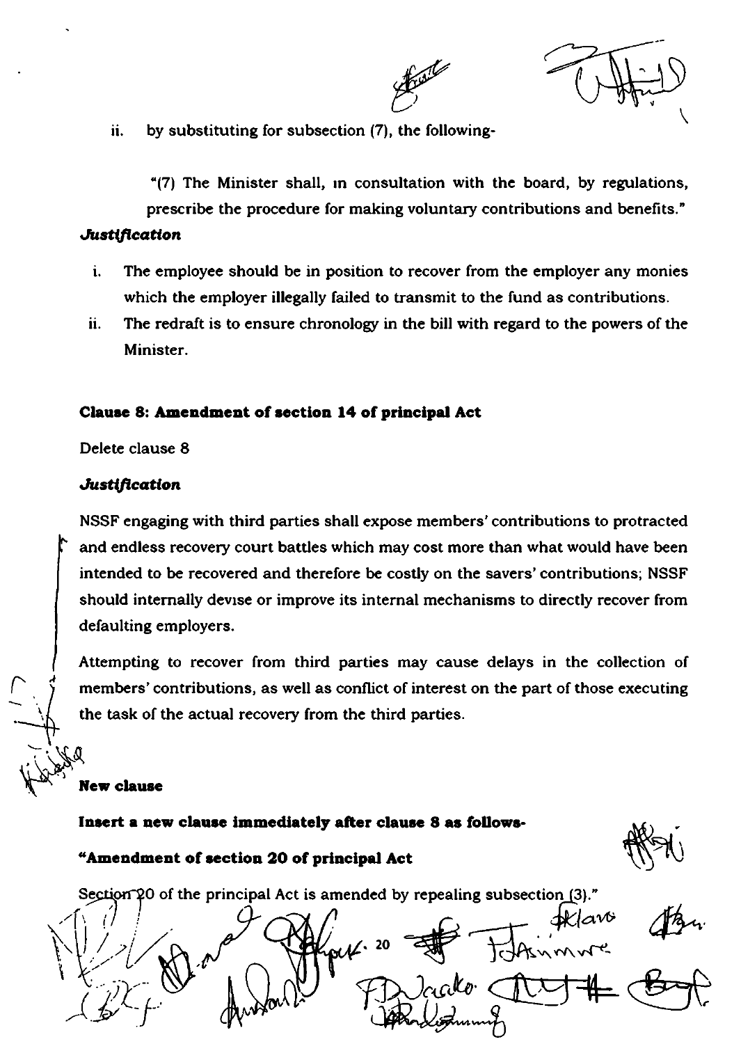ii. by substituting for subsection (7), the following-

"(7) The Minister shall, in consultation with the board, by regulations, prescribe the procedure for making voluntary contributions and benefits."

***Justification***

i. The employee should be in position to recover from the employer any monies which the employer illegally failed to transmit to the fund as contributions.

ii. The redraft is to ensure chronology in the bill with regard to the powers of the Minister.

**Clause 8: Amendment of section 14 of principal Act**

Delete clause 8

***Justification***

NSSF engaging with third parties shall expose members' contributions to protracted and endless recovery court battles which may cost more than what would have been intended to be recovered and therefore be costly on the savers' contributions; NSSF should internally devise or improve its internal mechanisms to directly recover from defaulting employers.

Attempting to recover from third parties may cause delays in the collection of members' contributions, as well as conflict of interest on the part of those executing the task of the actual recovery from the third parties.

**New clause**

**Insert a new clause immediately after clause 8 as follows-**

**"Amendment of section 20 of principal Act**

Section 20 of the principal Act is amended by repealing subsection (3)."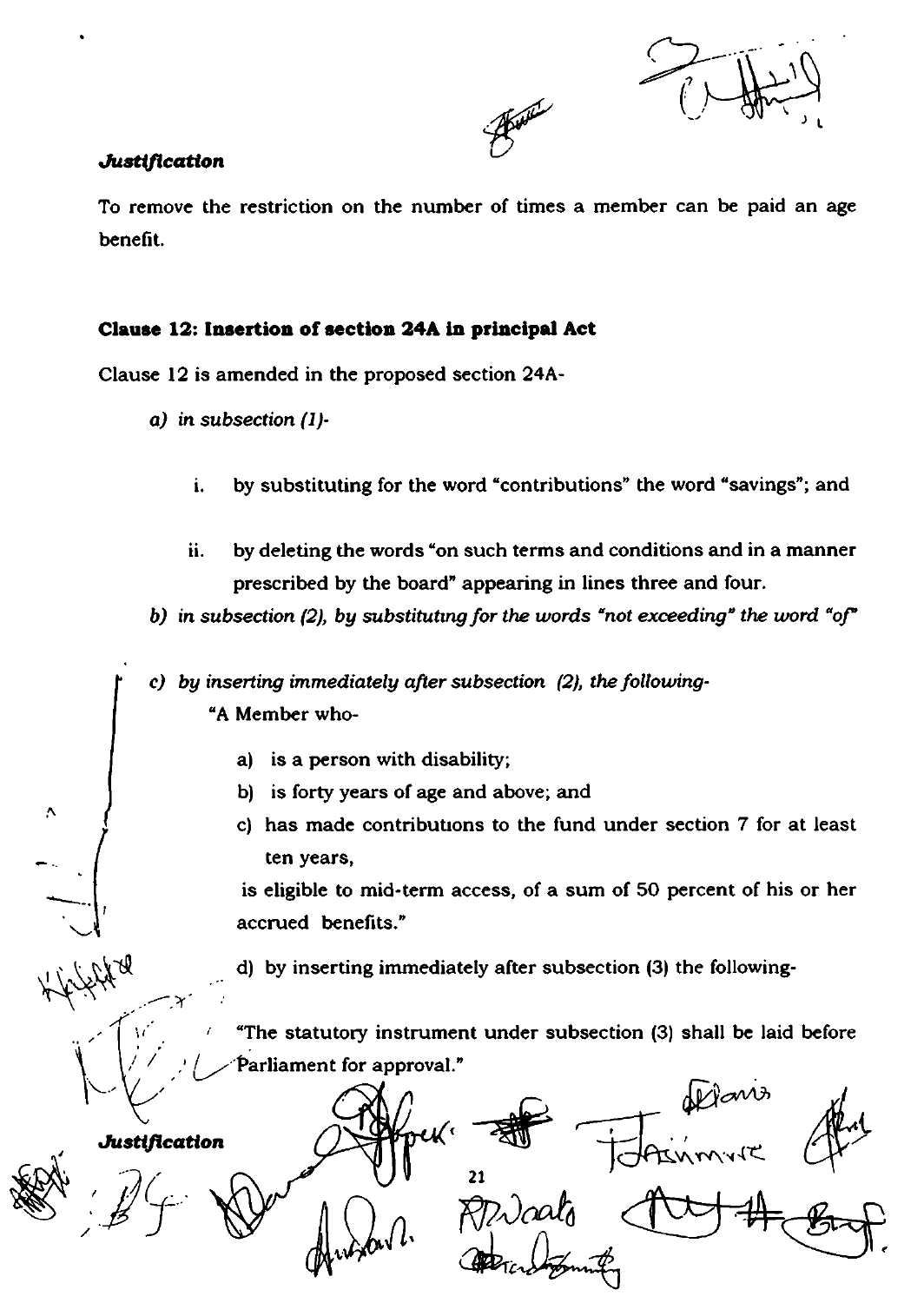***Justification***

To remove the restriction on the number of times a member can be paid an age benefit.

**Clause 12: Insertion of section 24A in principal Act**

Clause 12 is amended in the proposed section 24A-

*a) in subsection (1)-*

i. by substituting for the word "contributions" the word "savings"; and

ii. by deleting the words "on such terms and conditions and in a manner prescribed by the board" appearing in lines three and four.

*b) in subsection (2), by substituting for the words "not exceeding" the word "of"*

*c) by inserting immediately after subsection (2), the following-*

"A Member who-

a) is a person with disability;
b) is forty years of age and above; and
c) has made contributions to the fund under section 7 for at least ten years,

is eligible to mid-term access, of a sum of 50 percent of his or her accrued benefits."

d) by inserting immediately after subsection (3) the following-

"The statutory instrument under subsection (3) shall be laid before Parliament for approval."

***Justification***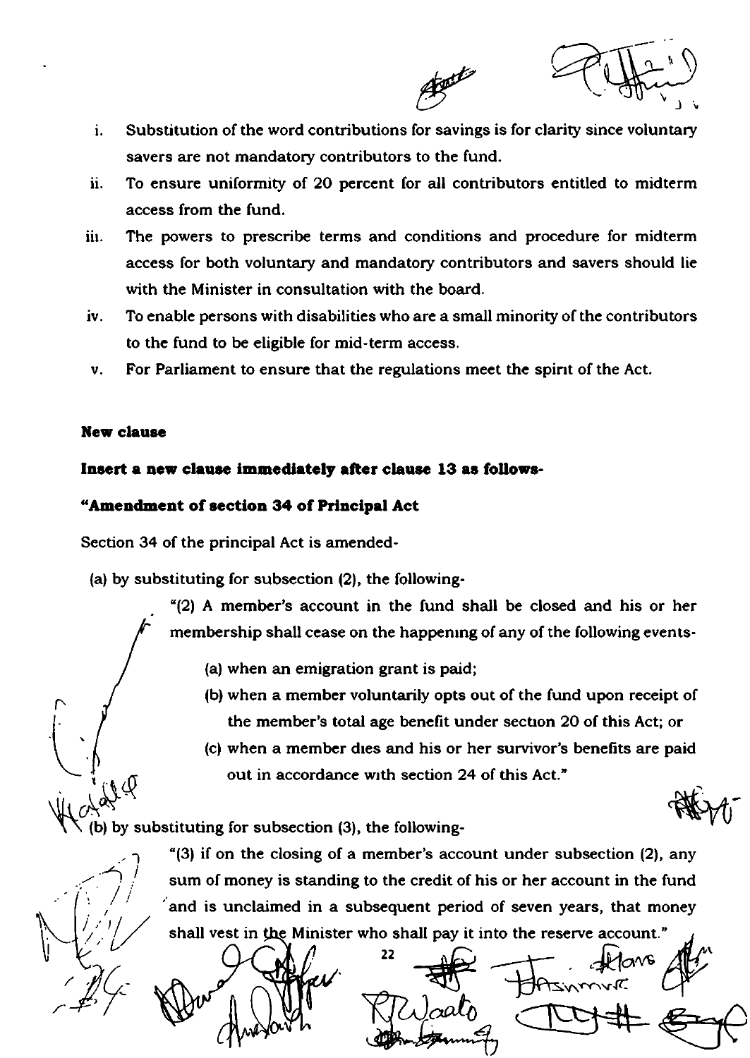i. Substitution of the word contributions for savings is for clarity since voluntary savers are not mandatory contributors to the fund.
ii. To ensure uniformity of 20 percent for all contributors entitled to midterm access from the fund.
iii. The powers to prescribe terms and conditions and procedure for midterm access for both voluntary and mandatory contributors and savers should lie with the Minister in consultation with the board.
iv. To enable persons with disabilities who are a small minority of the contributors to the fund to be eligible for mid-term access.
v. For Parliament to ensure that the regulations meet the spirit of the Act.

**New clause**

**Insert a new clause immediately after clause 13 as follows-**

**"Amendment of section 34 of Principal Act**

Section 34 of the principal Act is amended-

(a) by substituting for subsection (2), the following-

"(2) A member's account in the fund shall be closed and his or her membership shall cease on the happening of any of the following events-

(a) when an emigration grant is paid;

(b) when a member voluntarily opts out of the fund upon receipt of the member's total age benefit under section 20 of this Act; or

(c) when a member dies and his or her survivor's benefits are paid out in accordance with section 24 of this Act."

(b) by substituting for subsection (3), the following-

"(3) if on the closing of a member's account under subsection (2), any sum of money is standing to the credit of his or her account in the fund and is unclaimed in a subsequent period of seven years, that money shall vest in the Minister who shall pay it into the reserve account."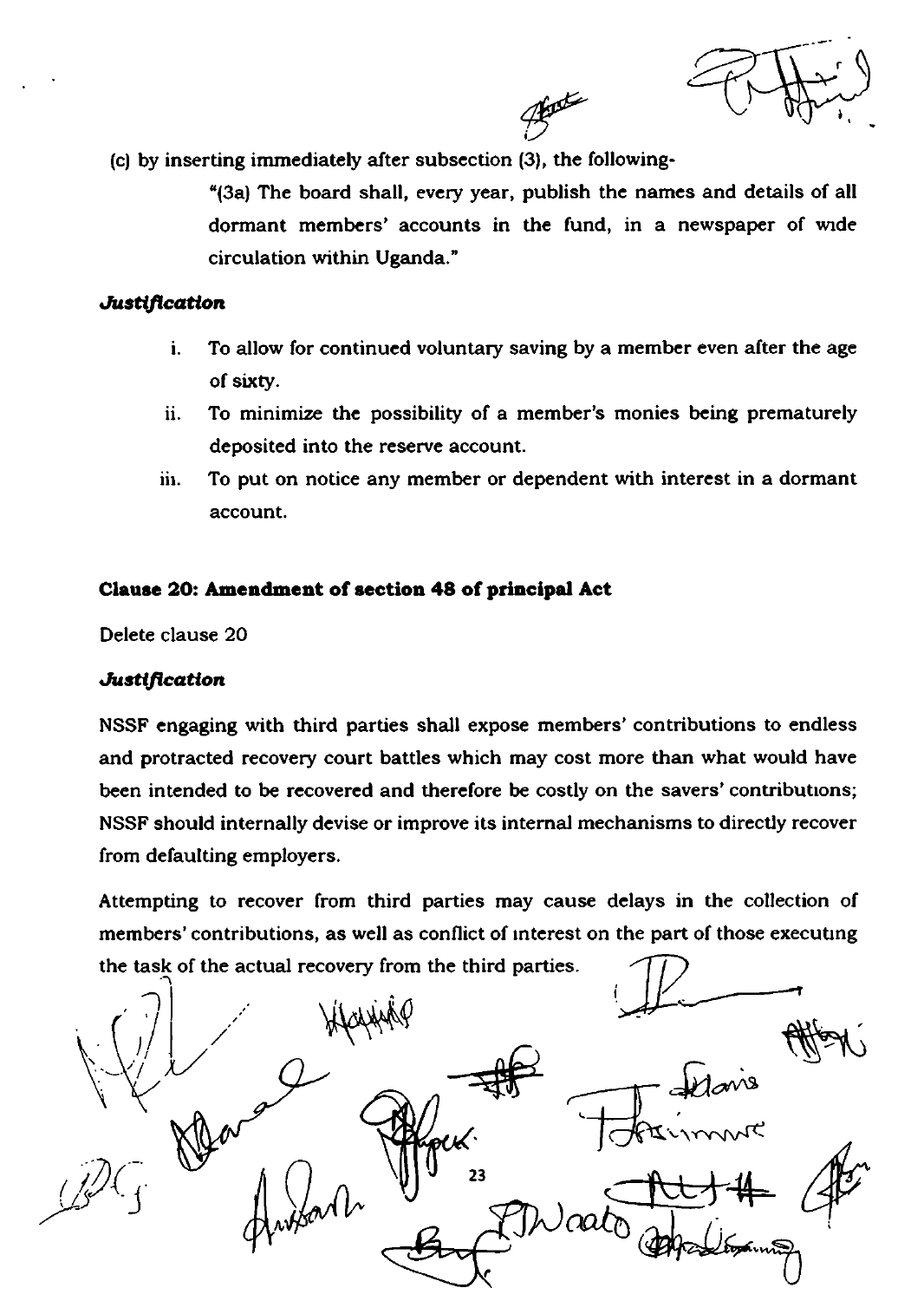(c) by inserting immediately after subsection (3), the following-

> "(3a) The board shall, every year, publish the names and details of all dormant members' accounts in the fund, in a newspaper of wide circulation within Uganda."

***Justification***

i. To allow for continued voluntary saving by a member even after the age of sixty.
ii. To minimize the possibility of a member's monies being prematurely deposited into the reserve account.
iii. To put on notice any member or dependent with interest in a dormant account.

**Clause 20: Amendment of section 48 of principal Act**

Delete clause 20

***Justification***

NSSF engaging with third parties shall expose members' contributions to endless and protracted recovery court battles which may cost more than what would have been intended to be recovered and therefore be costly on the savers' contributions; NSSF should internally devise or improve its internal mechanisms to directly recover from defaulting employers.

Attempting to recover from third parties may cause delays in the collection of members' contributions, as well as conflict of interest on the part of those executing the task of the actual recovery from the third parties.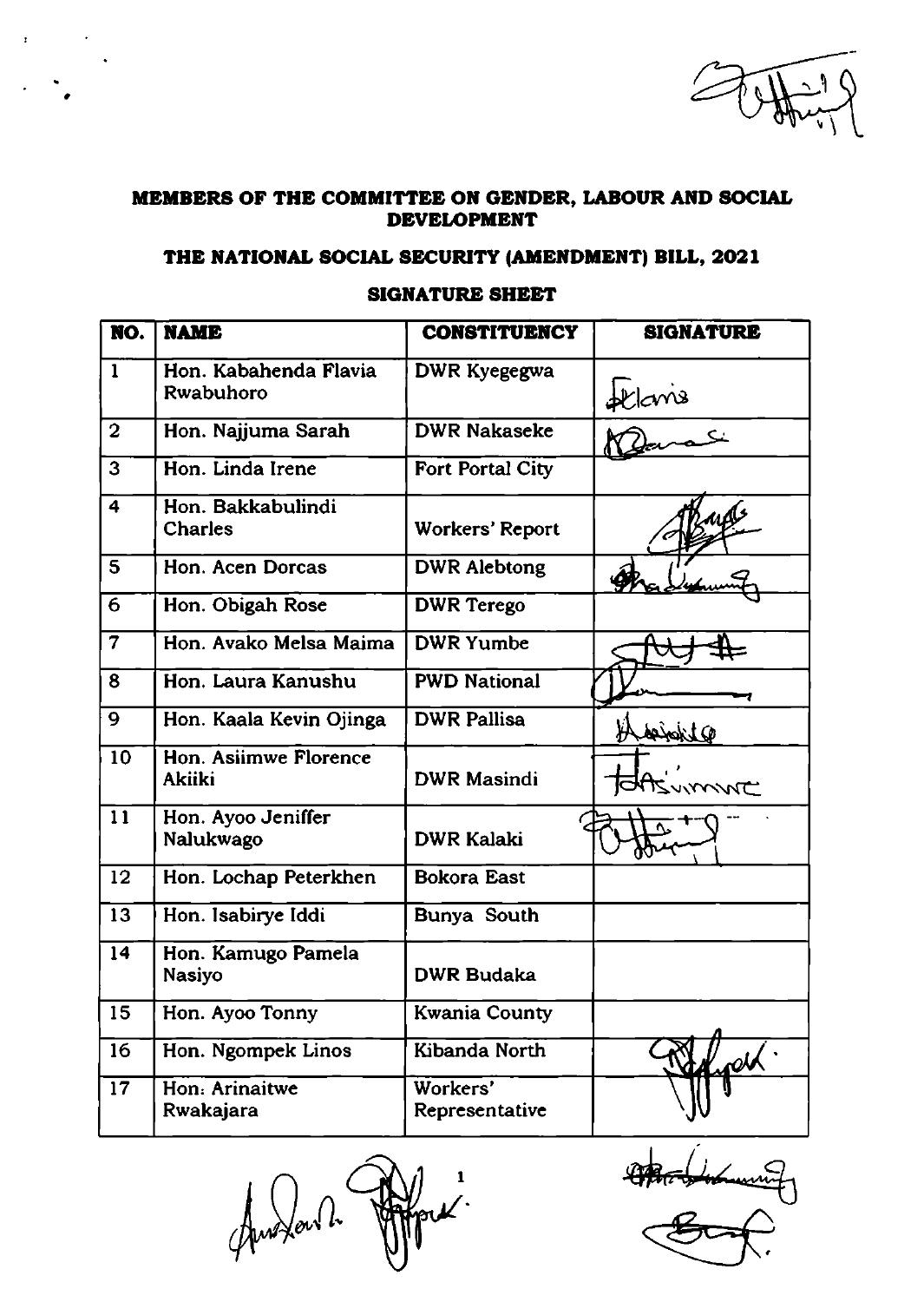**MEMBERS OF THE COMMITTEE ON GENDER, LABOUR AND SOCIAL DEVELOPMENT**

**THE NATIONAL SOCIAL SECURITY (AMENDMENT) BILL, 2021**

**SIGNATURE SHEET**

| NO. | NAME | CONSTITUENCY | SIGNATURE |
|---|---|---|---|
| 1 | Hon. Kabahenda Flavia Rwabuhoro | DWR Kyegegwa | |
| 2 | Hon. Najjuma Sarah | DWR Nakaseke | |
| 3 | Hon. Linda Irene | Fort Portal City | |
| 4 | Hon. Bakkabulindi Charles | Workers' Report | |
| 5 | Hon. Acen Dorcas | DWR Alebtong | |
| 6 | Hon. Obigah Rose | DWR Terego | |
| 7 | Hon. Avako Melsa Maima | DWR Yumbe | |
| 8 | Hon. Laura Kanushu | PWD National | |
| 9 | Hon. Kaala Kevin Ojinga | DWR Pallisa | |
| 10 | Hon. Asiimwe Florence Akiiki | DWR Masindi | |
| 11 | Hon. Ayoo Jeniffer Nalukwago | DWR Kalaki | |
| 12 | Hon. Lochap Peterkhen | Bokora East | |
| 13 | Hon. Isabirye Iddi | Bunya South | |
| 14 | Hon. Kamugo Pamela Nasiyo | DWR Budaka | |
| 15 | Hon. Ayoo Tonny | Kwania County | |
| 16 | Hon. Ngompek Linos | Kibanda North | |
| 17 | Hon. Arinaitwe Rwakajara | Workers' Representative | |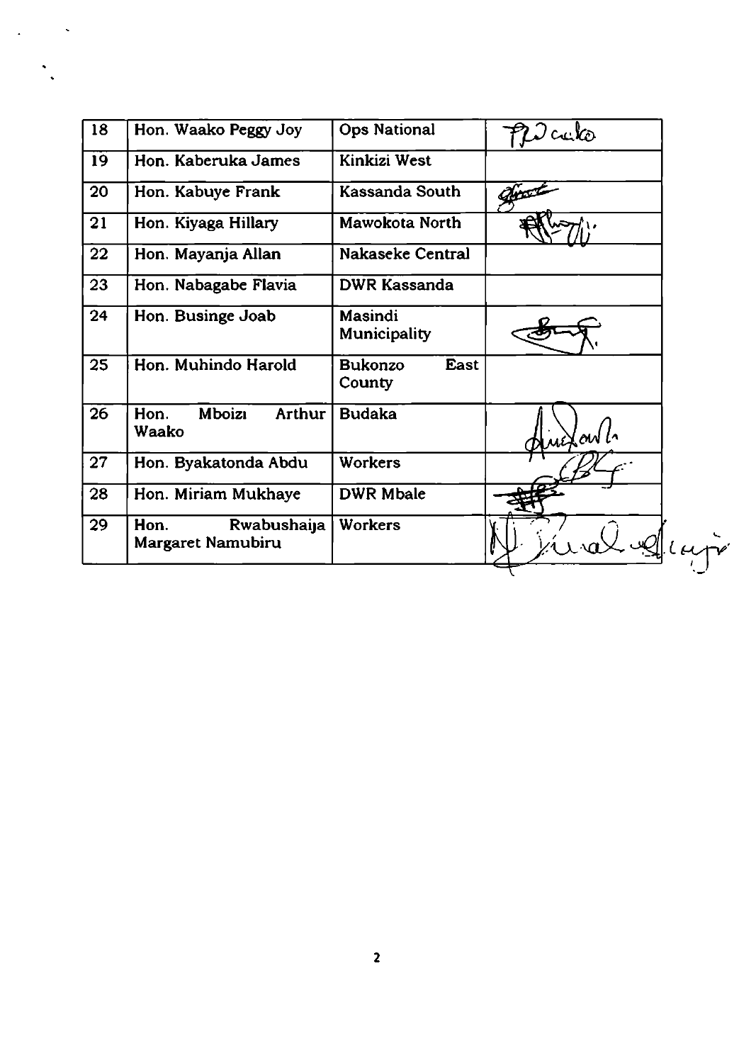| 18 | Hon. Waako Peggy Joy | Ops National | |
|---|---|---|---|
| 19 | Hon. Kaberuka James | Kinkizi West | |
| 20 | Hon. Kabuye Frank | Kassanda South | |
| 21 | Hon. Kiyaga Hillary | Mawokota North | |
| 22 | Hon. Mayanja Allan | Nakaseke Central | |
| 23 | Hon. Nabagabe Flavia | DWR Kassanda | |
| 24 | Hon. Businge Joab | Masindi Municipality | |
| 25 | Hon. Muhindo Harold | Bukonzo East County | |
| 26 | Hon. Mboizi Arthur Waako | Budaka | |
| 27 | Hon. Byakatonda Abdu | Workers | |
| 28 | Hon. Miriam Mukhaye | DWR Mbale | |
| 29 | Hon. Rwabushaija Margaret Namubiru | Workers | |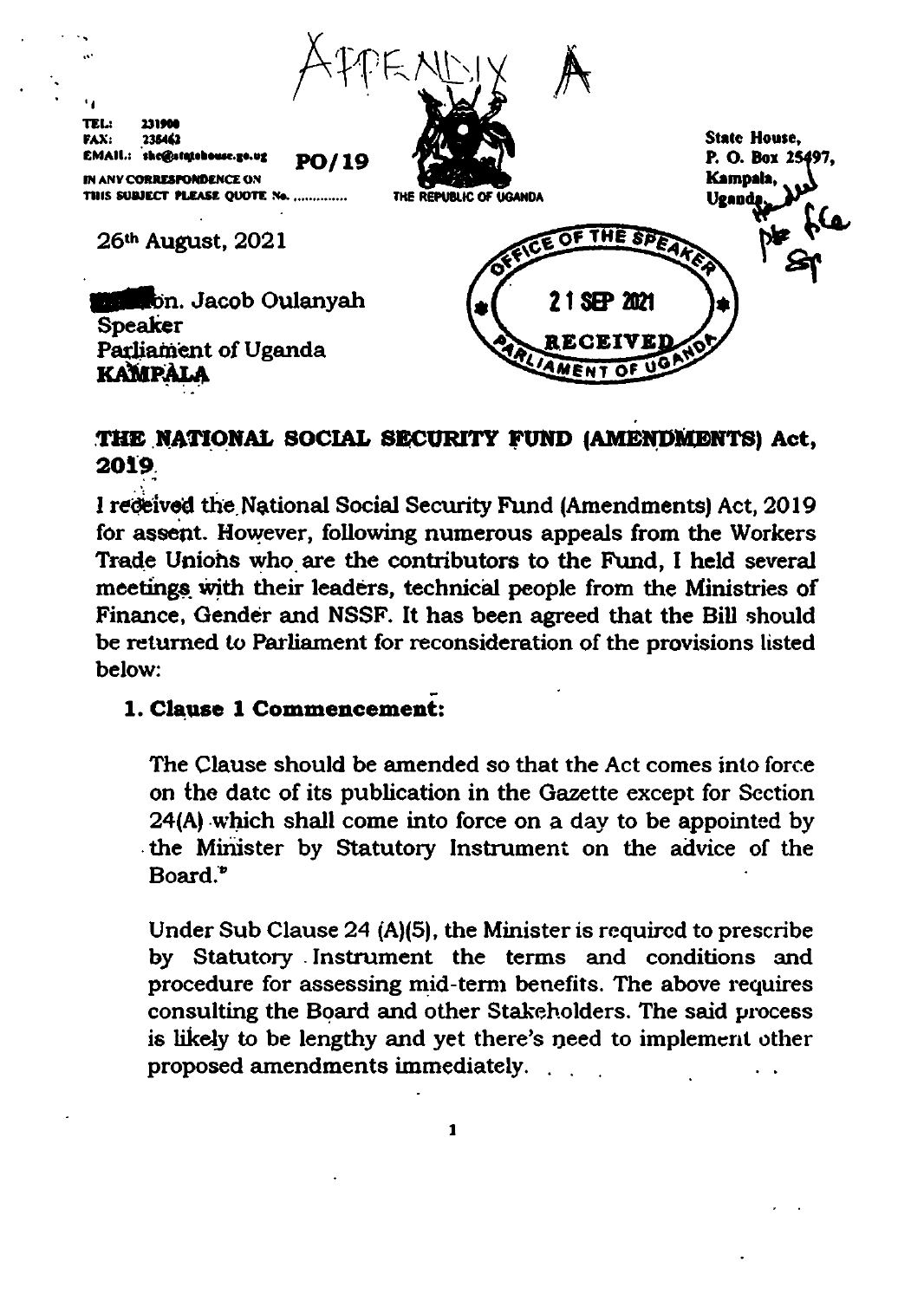APPENDIX A

TEL: 231900
FAX: 235463
EMAIL: shc@statehouse.go.ug

**PO/19**

IN ANY CORRESPONDENCE ON THIS SUBJECT PLEASE QUOTE No. ..............

THE REPUBLIC OF UGANDA

State House,
P. O. Box 25497,
Kampala,
Uganda.

OFFICE OF THE SPEAKER
21 SEP 2021
RECEIVED
PARLIAMENT OF UGANDA

26th August, 2021

Hon. Jacob Oulanyah
Speaker
Parliament of Uganda
**KAMPALA**

## THE NATIONAL SOCIAL SECURITY FUND (AMENDMENTS) Act, 2019

I received the National Social Security Fund (Amendments) Act, 2019 for assent. However, following numerous appeals from the Workers Trade Unions who are the contributors to the Fund, I held several meetings with their leaders, technical people from the Ministries of Finance, Gender and NSSF. It has been agreed that the Bill should be returned to Parliament for reconsideration of the provisions listed below:

### 1. Clause 1 Commencement:

The Clause should be amended so that the Act comes into force on the date of its publication in the Gazette except for Section 24(A) which shall come into force on a day to be appointed by the Minister by Statutory Instrument on the advice of the Board."

Under Sub Clause 24 (A)(5), the Minister is required to prescribe by Statutory Instrument the terms and conditions and procedure for assessing mid-term benefits. The above requires consulting the Board and other Stakeholders. The said process is likely to be lengthy and yet there's need to implement other proposed amendments immediately.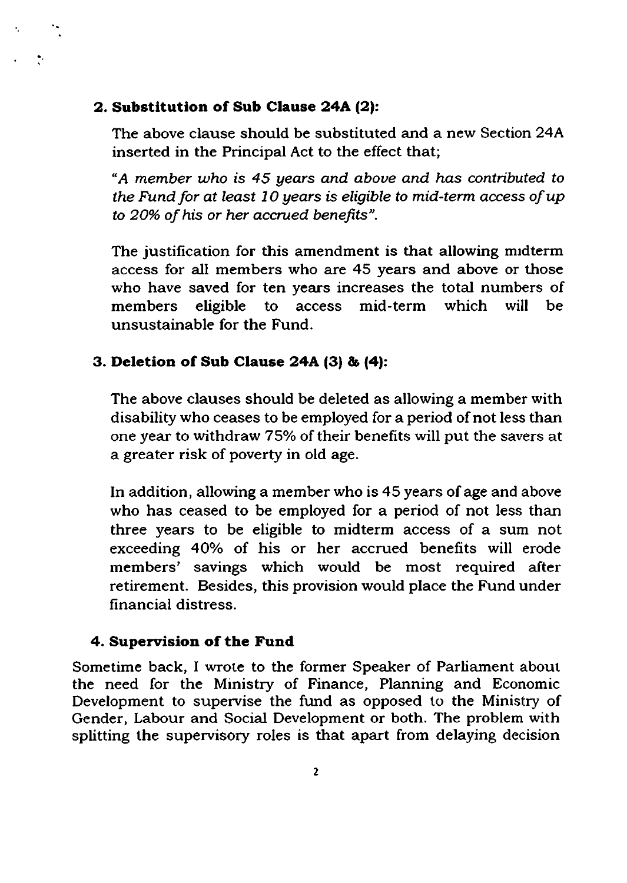**2. Substitution of Sub Clause 24A (2):**

The above clause should be substituted and a new Section 24A inserted in the Principal Act to the effect that;

*"A member who is 45 years and above and has contributed to the Fund for at least 10 years is eligible to mid-term access of up to 20% of his or her accrued benefits".*

The justification for this amendment is that allowing midterm access for all members who are 45 years and above or those who have saved for ten years increases the total numbers of members eligible to access mid-term which will be unsustainable for the Fund.

**3. Deletion of Sub Clause 24A (3) & (4):**

The above clauses should be deleted as allowing a member with disability who ceases to be employed for a period of not less than one year to withdraw 75% of their benefits will put the savers at a greater risk of poverty in old age.

In addition, allowing a member who is 45 years of age and above who has ceased to be employed for a period of not less than three years to be eligible to midterm access of a sum not exceeding 40% of his or her accrued benefits will erode members' savings which would be most required after retirement. Besides, this provision would place the Fund under financial distress.

**4. Supervision of the Fund**

Sometime back, I wrote to the former Speaker of Parliament about the need for the Ministry of Finance, Planning and Economic Development to supervise the fund as opposed to the Ministry of Gender, Labour and Social Development or both. The problem with splitting the supervisory roles is that apart from delaying decision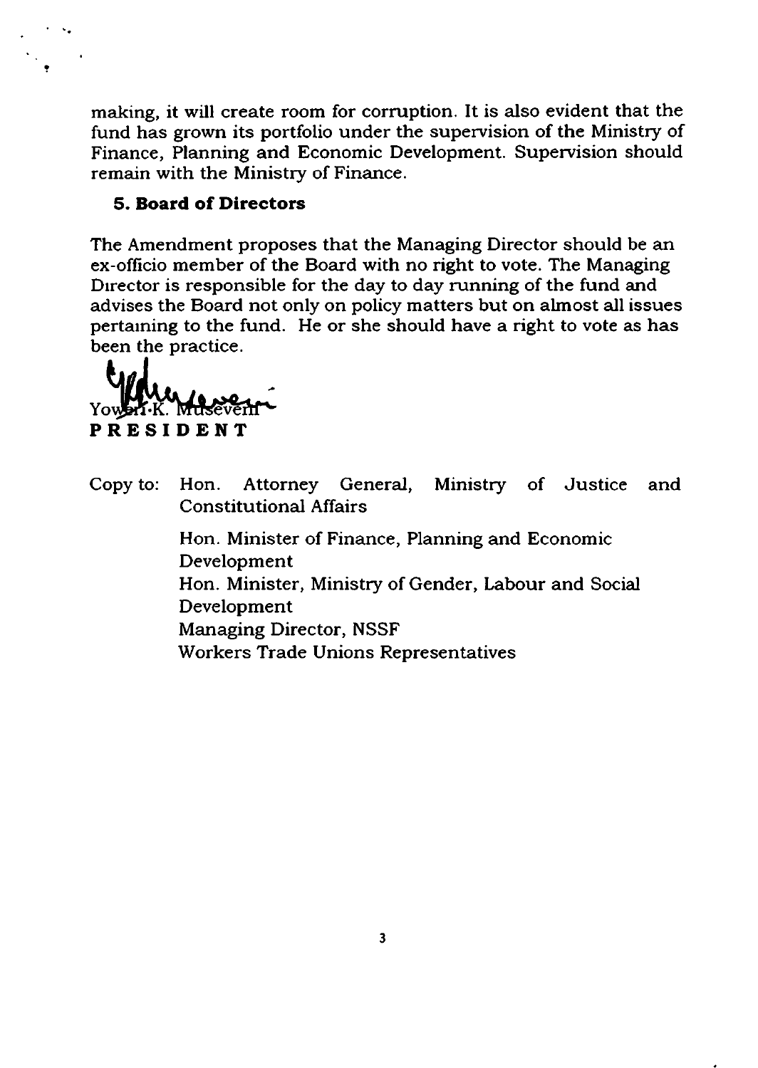making, it will create room for corruption. It is also evident that the fund has grown its portfolio under the supervision of the Ministry of Finance, Planning and Economic Development. Supervision should remain with the Ministry of Finance.

### 5. Board of Directors

The Amendment proposes that the Managing Director should be an ex-officio member of the Board with no right to vote. The Managing Director is responsible for the day to day running of the fund and advises the Board not only on policy matters but on almost all issues pertaining to the fund. He or she should have a right to vote as has been the practice.

Yoweri K. Museveni
**PRESIDENT**

Copy to: Hon. Attorney General, Ministry of Justice and Constitutional Affairs

Hon. Minister of Finance, Planning and Economic Development

Hon. Minister, Ministry of Gender, Labour and Social Development

Managing Director, NSSF

Workers Trade Unions Representatives